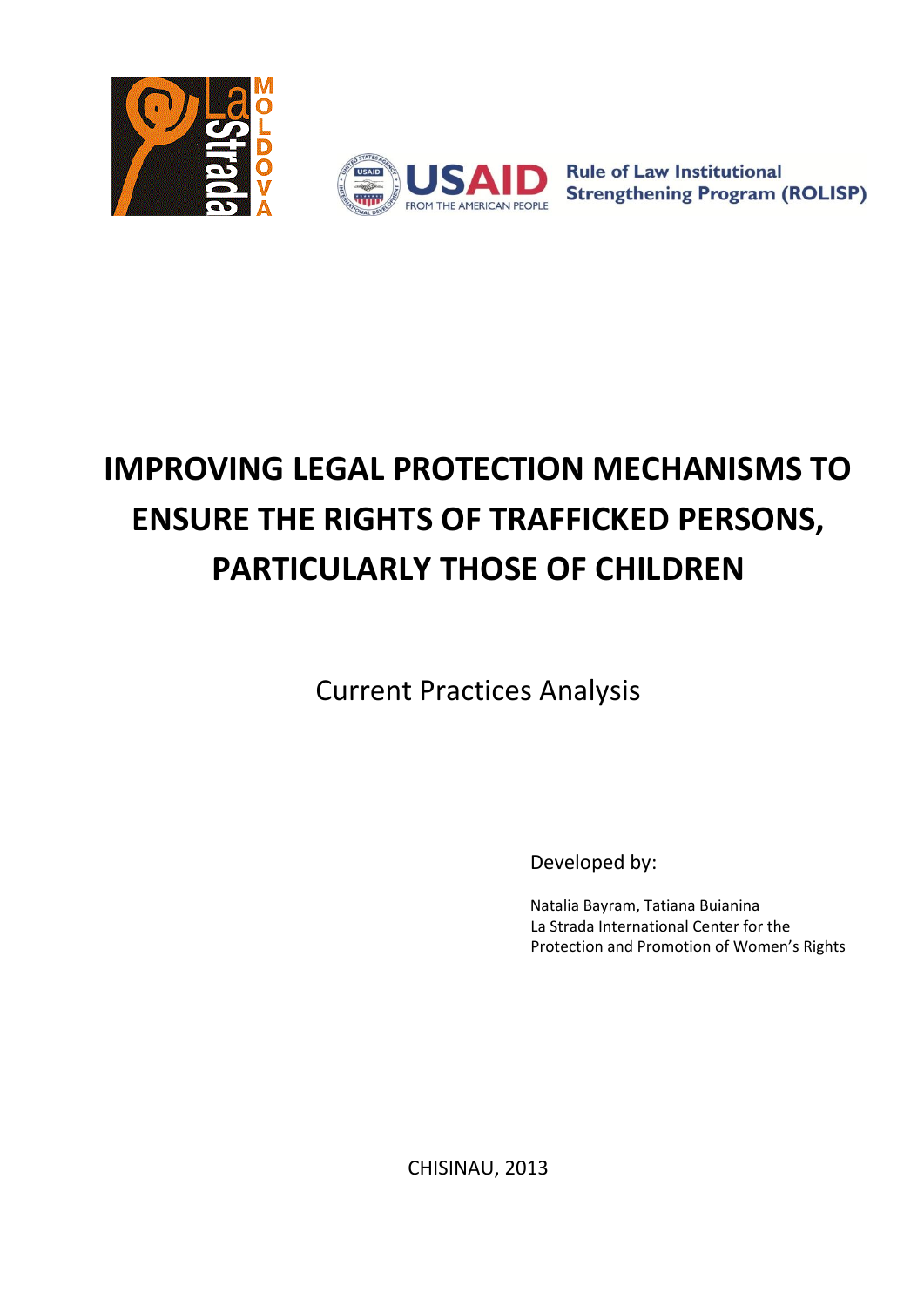La Strada Moldova

USAID FROM THE AMERICAN PEOPLE — Rule of Law Institutional Strengthening Program (ROLISP)

# IMPROVING LEGAL PROTECTION MECHANISMS TO ENSURE THE RIGHTS OF TRAFFICKED PERSONS, PARTICULARLY THOSE OF CHILDREN

Current Practices Analysis

Developed by:

Natalia Bayram, Tatiana Buianina
La Strada International Center for the Protection and Promotion of Women's Rights

CHISINAU, 2013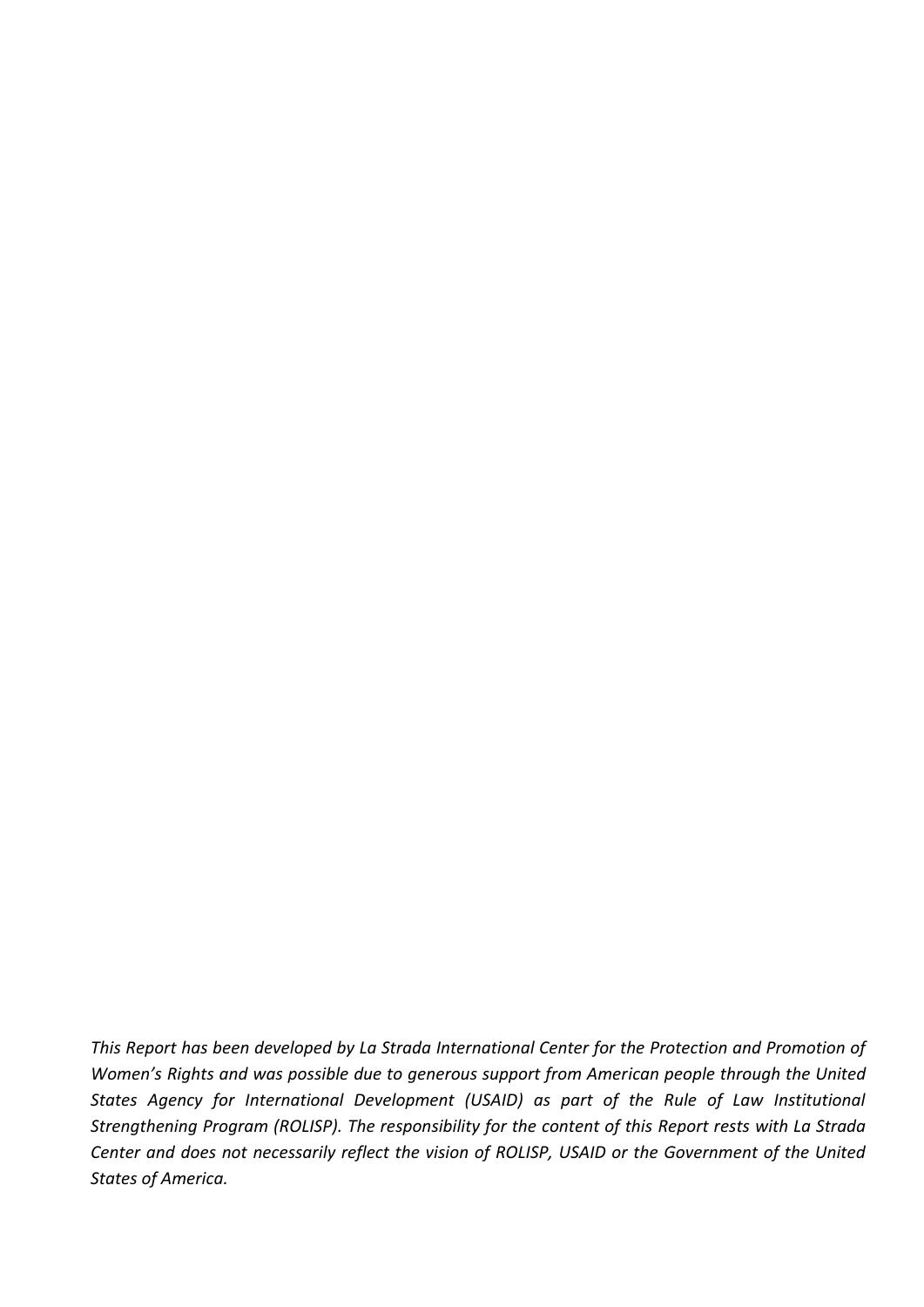*This Report has been developed by La Strada International Center for the Protection and Promotion of Women's Rights and was possible due to generous support from American people through the United States Agency for International Development (USAID) as part of the Rule of Law Institutional Strengthening Program (ROLISP). The responsibility for the content of this Report rests with La Strada Center and does not necessarily reflect the vision of ROLISP, USAID or the Government of the United States of America.*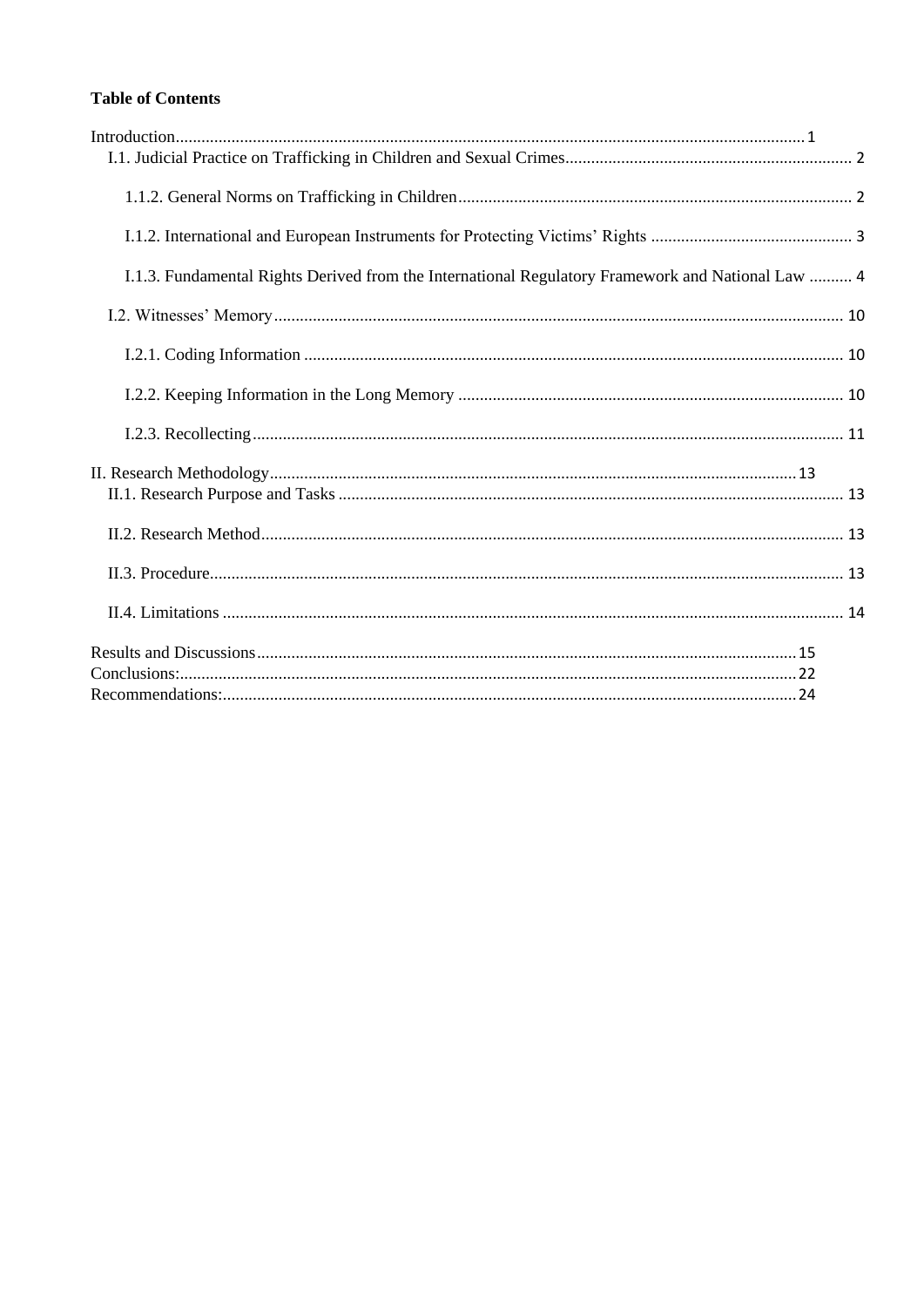**Table of Contents**

Introduction........................................................................................................................................1

I.1. Judicial Practice on Trafficking in Children and Sexual Crimes.................................................................. 2

1.1.2. General Norms on Trafficking in Children.......................................................................................... 2

I.1.2. International and European Instruments for Protecting Victims' Rights .............................................. 3

I.1.3. Fundamental Rights Derived from the International Regulatory Framework and National Law .......... 4

I.2. Witnesses' Memory.................................................................................................................................. 10

I.2.1. Coding Information ........................................................................................................................... 10

I.2.2. Keeping Information in the Long Memory ........................................................................................ 10

I.2.3. Recollecting........................................................................................................................................ 11

II. Research Methodology........................................................................................................................13

II.1. Research Purpose and Tasks .................................................................................................................... 13

II.2. Research Method...................................................................................................................................... 13

II.3. Procedure................................................................................................................................................. 13

II.4. Limitations .............................................................................................................................................. 14

Results and Discussions...........................................................................................................................15

Conclusions:.............................................................................................................................................22

Recommendations:...................................................................................................................................24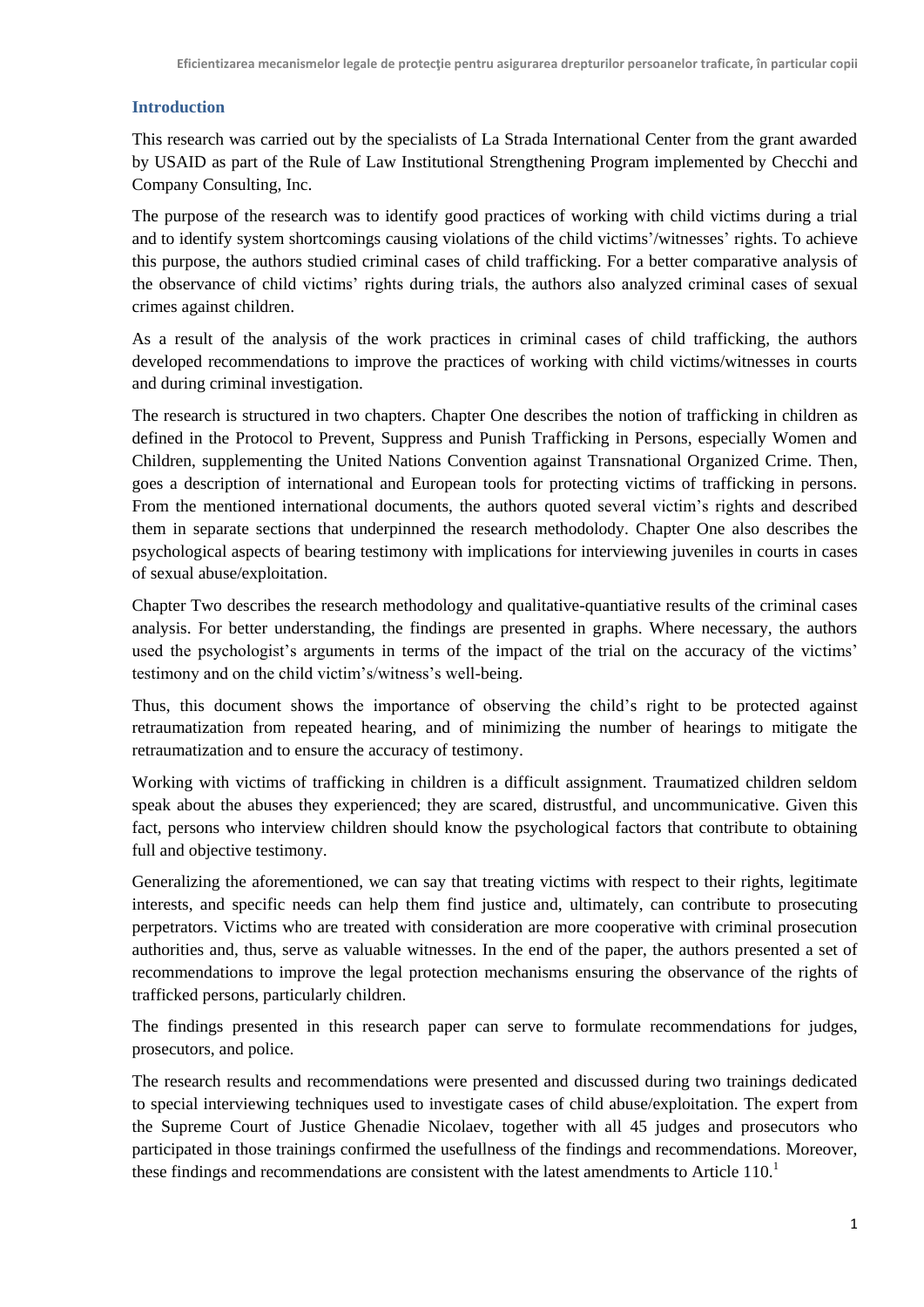## Introduction

This research was carried out by the specialists of La Strada International Center from the grant awarded by USAID as part of the Rule of Law Institutional Strengthening Program implemented by Checchi and Company Consulting, Inc.

The purpose of the research was to identify good practices of working with child victims during a trial and to identify system shortcomings causing violations of the child victims'/witnesses' rights. To achieve this purpose, the authors studied criminal cases of child trafficking. For a better comparative analysis of the observance of child victims' rights during trials, the authors also analyzed criminal cases of sexual crimes against children.

As a result of the analysis of the work practices in criminal cases of child trafficking, the authors developed recommendations to improve the practices of working with child victims/witnesses in courts and during criminal investigation.

The research is structured in two chapters. Chapter One describes the notion of trafficking in children as defined in the Protocol to Prevent, Suppress and Punish Trafficking in Persons, especially Women and Children, supplementing the United Nations Convention against Transnational Organized Crime. Then, goes a description of international and European tools for protecting victims of trafficking in persons. From the mentioned international documents, the authors quoted several victim's rights and described them in separate sections that underpinned the research methodolody. Chapter One also describes the psychological aspects of bearing testimony with implications for interviewing juveniles in courts in cases of sexual abuse/exploitation.

Chapter Two describes the research methodology and qualitative-quantiative results of the criminal cases analysis. For better understanding, the findings are presented in graphs. Where necessary, the authors used the psychologist's arguments in terms of the impact of the trial on the accuracy of the victims' testimony and on the child victim's/witness's well-being.

Thus, this document shows the importance of observing the child's right to be protected against retraumatization from repeated hearing, and of minimizing the number of hearings to mitigate the retraumatization and to ensure the accuracy of testimony.

Working with victims of trafficking in children is a difficult assignment. Traumatized children seldom speak about the abuses they experienced; they are scared, distrustful, and uncommunicative. Given this fact, persons who interview children should know the psychological factors that contribute to obtaining full and objective testimony.

Generalizing the aforementioned, we can say that treating victims with respect to their rights, legitimate interests, and specific needs can help them find justice and, ultimately, can contribute to prosecuting perpetrators. Victims who are treated with consideration are more cooperative with criminal prosecution authorities and, thus, serve as valuable witnesses. In the end of the paper, the authors presented a set of recommendations to improve the legal protection mechanisms ensuring the observance of the rights of trafficked persons, particularly children.

The findings presented in this research paper can serve to formulate recommendations for judges, prosecutors, and police.

The research results and recommendations were presented and discussed during two trainings dedicated to special interviewing techniques used to investigate cases of child abuse/exploitation. The expert from the Supreme Court of Justice Ghenadie Nicolaev, together with all 45 judges and prosecutors who participated in those trainings confirmed the usefullness of the findings and recommendations. Moreover, these findings and recommendations are consistent with the latest amendments to Article 110.[1]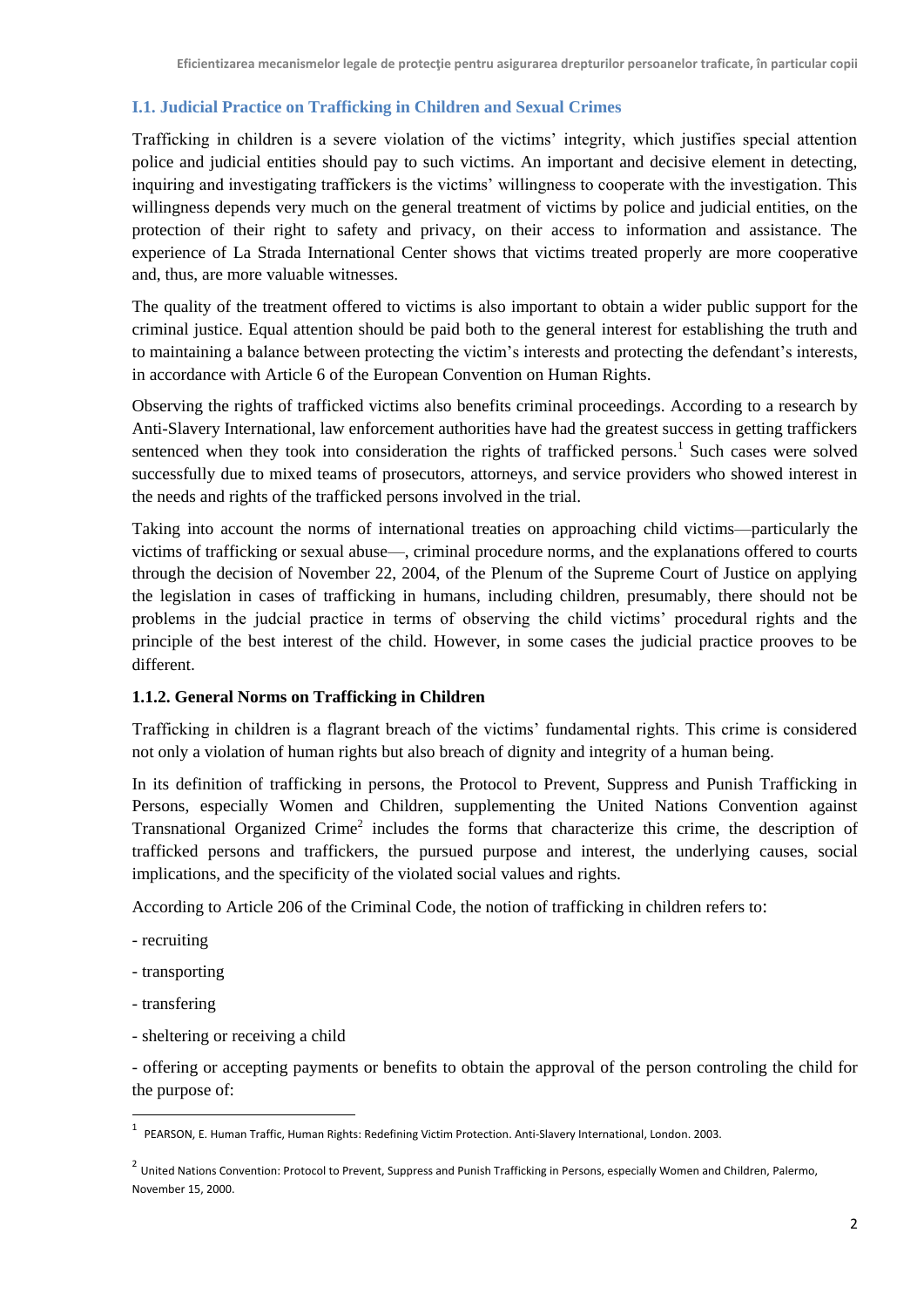## I.1. Judicial Practice on Trafficking in Children and Sexual Crimes

Trafficking in children is a severe violation of the victims' integrity, which justifies special attention police and judicial entities should pay to such victims. An important and decisive element in detecting, inquiring and investigating traffickers is the victims' willingness to cooperate with the investigation. This willingness depends very much on the general treatment of victims by police and judicial entities, on the protection of their right to safety and privacy, on their access to information and assistance. The experience of La Strada International Center shows that victims treated properly are more cooperative and, thus, are more valuable witnesses.

The quality of the treatment offered to victims is also important to obtain a wider public support for the criminal justice. Equal attention should be paid both to the general interest for establishing the truth and to maintaining a balance between protecting the victim's interests and protecting the defendant's interests, in accordance with Article 6 of the European Convention on Human Rights.

Observing the rights of trafficked victims also benefits criminal proceedings. According to a research by Anti-Slavery International, law enforcement authorities have had the greatest success in getting traffickers sentenced when they took into consideration the rights of trafficked persons.[1] Such cases were solved successfully due to mixed teams of prosecutors, attorneys, and service providers who showed interest in the needs and rights of the trafficked persons involved in the trial.

Taking into account the norms of international treaties on approaching child victims—particularly the victims of trafficking or sexual abuse—, criminal procedure norms, and the explanations offered to courts through the decision of November 22, 2004, of the Plenum of the Supreme Court of Justice on applying the legislation in cases of trafficking in humans, including children, presumably, there should not be problems in the judcial practice in terms of observing the child victims' procedural rights and the principle of the best interest of the child. However, in some cases the judicial practice prooves to be different.

### 1.1.2. General Norms on Trafficking in Children

Trafficking in children is a flagrant breach of the victims' fundamental rights. This crime is considered not only a violation of human rights but also breach of dignity and integrity of a human being.

In its definition of trafficking in persons, the Protocol to Prevent, Suppress and Punish Trafficking in Persons, especially Women and Children, supplementing the United Nations Convention against Transnational Organized Crime[2] includes the forms that characterize this crime, the description of trafficked persons and traffickers, the pursued purpose and interest, the underlying causes, social implications, and the specificity of the violated social values and rights.

According to Article 206 of the Criminal Code, the notion of trafficking in children refers to:

- recruiting
- transporting
- transfering
- sheltering or receiving a child
- offering or accepting payments or benefits to obtain the approval of the person controling the child for the purpose of:

---

[1] PEARSON, E. Human Traffic, Human Rights: Redefining Victim Protection. Anti-Slavery International, London. 2003.

[2] United Nations Convention: Protocol to Prevent, Suppress and Punish Trafficking in Persons, especially Women and Children, Palermo, November 15, 2000.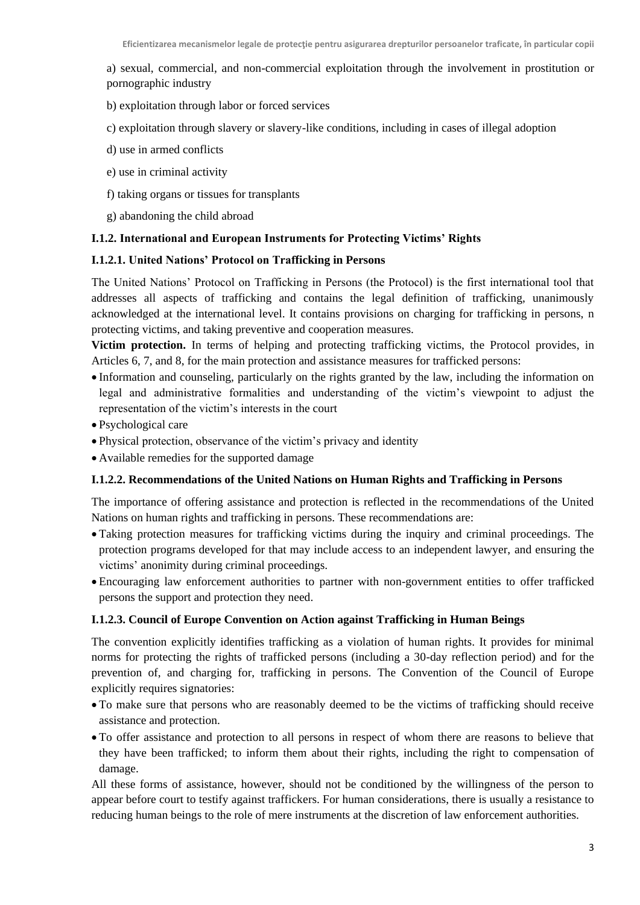a) sexual, commercial, and non-commercial exploitation through the involvement in prostitution or pornographic industry

b) exploitation through labor or forced services

c) exploitation through slavery or slavery-like conditions, including in cases of illegal adoption

d) use in armed conflicts

e) use in criminal activity

f) taking organs or tissues for transplants

g) abandoning the child abroad

### I.1.2. International and European Instruments for Protecting Victims' Rights

#### I.1.2.1. United Nations' Protocol on Trafficking in Persons

The United Nations' Protocol on Trafficking in Persons (the Protocol) is the first international tool that addresses all aspects of trafficking and contains the legal definition of trafficking, unanimously acknowledged at the international level. It contains provisions on charging for trafficking in persons, n protecting victims, and taking preventive and cooperation measures.

**Victim protection.** In terms of helping and protecting trafficking victims, the Protocol provides, in Articles 6, 7, and 8, for the main protection and assistance measures for trafficked persons:

- Information and counseling, particularly on the rights granted by the law, including the information on legal and administrative formalities and understanding of the victim's viewpoint to adjust the representation of the victim's interests in the court
- Psychological care
- Physical protection, observance of the victim's privacy and identity
- Available remedies for the supported damage

#### I.1.2.2. Recommendations of the United Nations on Human Rights and Trafficking in Persons

The importance of offering assistance and protection is reflected in the recommendations of the United Nations on human rights and trafficking in persons. These recommendations are:

- Taking protection measures for trafficking victims during the inquiry and criminal proceedings. The protection programs developed for that may include access to an independent lawyer, and ensuring the victims' anonimity during criminal proceedings.
- Encouraging law enforcement authorities to partner with non-government entities to offer trafficked persons the support and protection they need.

#### I.1.2.3. Council of Europe Convention on Action against Trafficking in Human Beings

The convention explicitly identifies trafficking as a violation of human rights. It provides for minimal norms for protecting the rights of trafficked persons (including a 30-day reflection period) and for the prevention of, and charging for, trafficking in persons. The Convention of the Council of Europe explicitly requires signatories:

- To make sure that persons who are reasonably deemed to be the victims of trafficking should receive assistance and protection.
- To offer assistance and protection to all persons in respect of whom there are reasons to believe that they have been trafficked; to inform them about their rights, including the right to compensation of damage.

All these forms of assistance, however, should not be conditioned by the willingness of the person to appear before court to testify against traffickers. For human considerations, there is usually a resistance to reducing human beings to the role of mere instruments at the discretion of law enforcement authorities.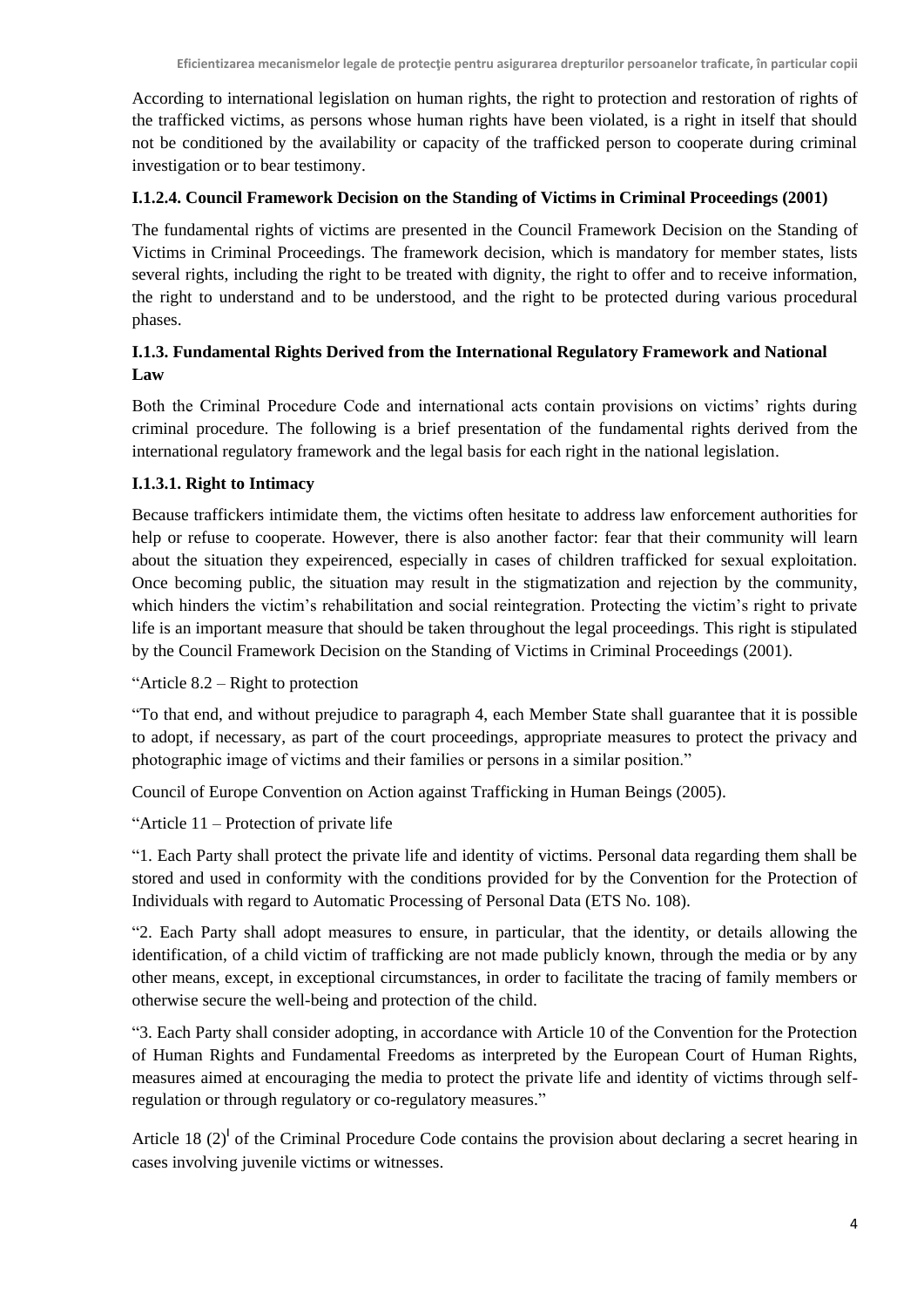According to international legislation on human rights, the right to protection and restoration of rights of the trafficked victims, as persons whose human rights have been violated, is a right in itself that should not be conditioned by the availability or capacity of the trafficked person to cooperate during criminal investigation or to bear testimony.

#### I.1.2.4. Council Framework Decision on the Standing of Victims in Criminal Proceedings (2001)

The fundamental rights of victims are presented in the Council Framework Decision on the Standing of Victims in Criminal Proceedings. The framework decision, which is mandatory for member states, lists several rights, including the right to be treated with dignity, the right to offer and to receive information, the right to understand and to be understood, and the right to be protected during various procedural phases.

### I.1.3. Fundamental Rights Derived from the International Regulatory Framework and National Law

Both the Criminal Procedure Code and international acts contain provisions on victims' rights during criminal procedure. The following is a brief presentation of the fundamental rights derived from the international regulatory framework and the legal basis for each right in the national legislation.

#### I.1.3.1. Right to Intimacy

Because traffickers intimidate them, the victims often hesitate to address law enforcement authorities for help or refuse to cooperate. However, there is also another factor: fear that their community will learn about the situation they expeirenced, especially in cases of children trafficked for sexual exploitation. Once becoming public, the situation may result in the stigmatization and rejection by the community, which hinders the victim's rehabilitation and social reintegration. Protecting the victim's right to private life is an important measure that should be taken throughout the legal proceedings. This right is stipulated by the Council Framework Decision on the Standing of Victims in Criminal Proceedings (2001).

"Article 8.2 – Right to protection

"To that end, and without prejudice to paragraph 4, each Member State shall guarantee that it is possible to adopt, if necessary, as part of the court proceedings, appropriate measures to protect the privacy and photographic image of victims and their families or persons in a similar position."

Council of Europe Convention on Action against Trafficking in Human Beings (2005).

"Article 11 – Protection of private life

"1. Each Party shall protect the private life and identity of victims. Personal data regarding them shall be stored and used in conformity with the conditions provided for by the Convention for the Protection of Individuals with regard to Automatic Processing of Personal Data (ETS No. 108).

"2. Each Party shall adopt measures to ensure, in particular, that the identity, or details allowing the identification, of a child victim of trafficking are not made publicly known, through the media or by any other means, except, in exceptional circumstances, in order to facilitate the tracing of family members or otherwise secure the well-being and protection of the child.

"3. Each Party shall consider adopting, in accordance with Article 10 of the Convention for the Protection of Human Rights and Fundamental Freedoms as interpreted by the European Court of Human Rights, measures aimed at encouraging the media to protect the private life and identity of victims through self-regulation or through regulatory or co-regulatory measures."

Article 18 (2)[I] of the Criminal Procedure Code contains the provision about declaring a secret hearing in cases involving juvenile victims or witnesses.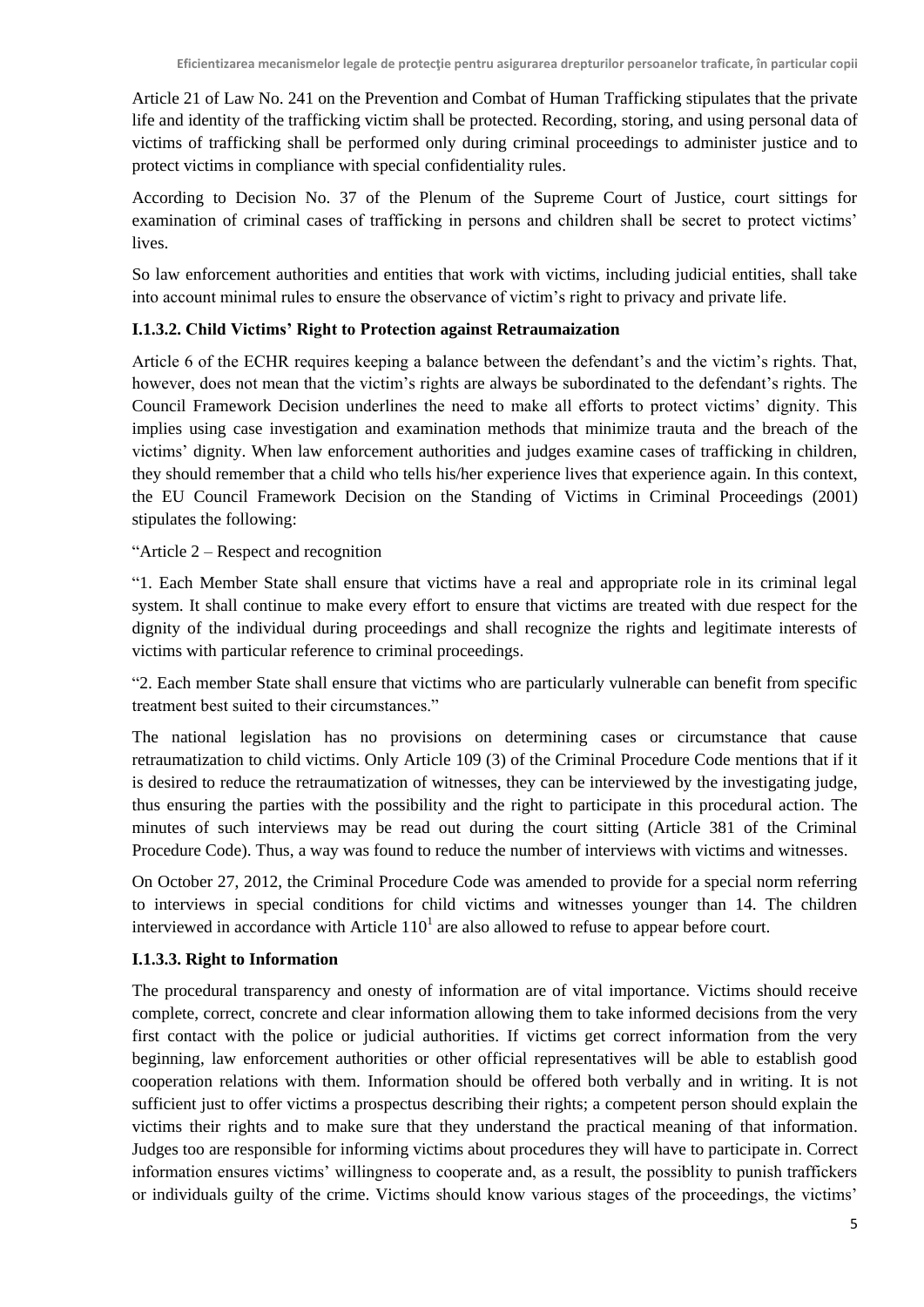Article 21 of Law No. 241 on the Prevention and Combat of Human Trafficking stipulates that the private life and identity of the trafficking victim shall be protected. Recording, storing, and using personal data of victims of trafficking shall be performed only during criminal proceedings to administer justice and to protect victims in compliance with special confidentiality rules.

According to Decision No. 37 of the Plenum of the Supreme Court of Justice, court sittings for examination of criminal cases of trafficking in persons and children shall be secret to protect victims' lives.

So law enforcement authorities and entities that work with victims, including judicial entities, shall take into account minimal rules to ensure the observance of victim's right to privacy and private life.

### I.1.3.2. Child Victims' Right to Protection against Retraumaization

Article 6 of the ECHR requires keeping a balance between the defendant's and the victim's rights. That, however, does not mean that the victim's rights are always be subordinated to the defendant's rights. The Council Framework Decision underlines the need to make all efforts to protect victims' dignity. This implies using case investigation and examination methods that minimize trauta and the breach of the victims' dignity. When law enforcement authorities and judges examine cases of trafficking in children, they should remember that a child who tells his/her experience lives that experience again. In this context, the EU Council Framework Decision on the Standing of Victims in Criminal Proceedings (2001) stipulates the following:

"Article 2 – Respect and recognition

"1. Each Member State shall ensure that victims have a real and appropriate role in its criminal legal system. It shall continue to make every effort to ensure that victims are treated with due respect for the dignity of the individual during proceedings and shall recognize the rights and legitimate interests of victims with particular reference to criminal proceedings.

"2. Each member State shall ensure that victims who are particularly vulnerable can benefit from specific treatment best suited to their circumstances."

The national legislation has no provisions on determining cases or circumstance that cause retraumatization to child victims. Only Article 109 (3) of the Criminal Procedure Code mentions that if it is desired to reduce the retraumatization of witnesses, they can be interviewed by the investigating judge, thus ensuring the parties with the possibility and the right to participate in this procedural action. The minutes of such interviews may be read out during the court sitting (Article 381 of the Criminal Procedure Code). Thus, a way was found to reduce the number of interviews with victims and witnesses.

On October 27, 2012, the Criminal Procedure Code was amended to provide for a special norm referring to interviews in special conditions for child victims and witnesses younger than 14. The children interviewed in accordance with Article $110^1$ are also allowed to refuse to appear before court.

### I.1.3.3. Right to Information

The procedural transparency and onesty of information are of vital importance. Victims should receive complete, correct, concrete and clear information allowing them to take informed decisions from the very first contact with the police or judicial authorities. If victims get correct information from the very beginning, law enforcement authorities or other official representatives will be able to establish good cooperation relations with them. Information should be offered both verbally and in writing. It is not sufficient just to offer victims a prospectus describing their rights; a competent person should explain the victims their rights and to make sure that they understand the practical meaning of that information. Judges too are responsible for informing victims about procedures they will have to participate in. Correct information ensures victims' willingness to cooperate and, as a result, the possiblity to punish traffickers or individuals guilty of the crime. Victims should know various stages of the proceedings, the victims'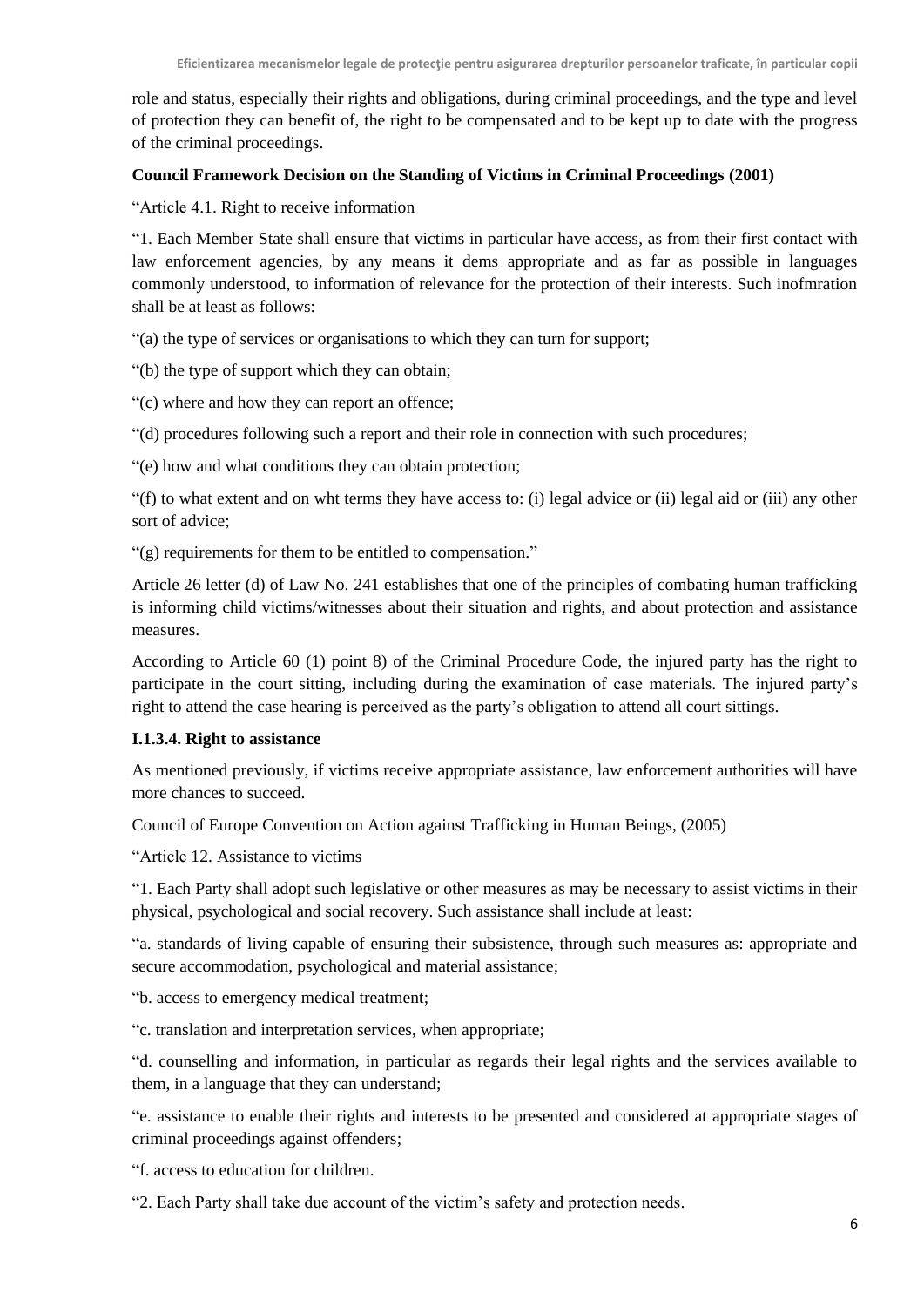role and status, especially their rights and obligations, during criminal proceedings, and the type and level of protection they can benefit of, the right to be compensated and to be kept up to date with the progress of the criminal proceedings.

**Council Framework Decision on the Standing of Victims in Criminal Proceedings (2001)**

"Article 4.1. Right to receive information

"1. Each Member State shall ensure that victims in particular have access, as from their first contact with law enforcement agencies, by any means it dems appropriate and as far as possible in languages commonly understood, to information of relevance for the protection of their interests. Such inofmration shall be at least as follows:

"(a) the type of services or organisations to which they can turn for support;

"(b) the type of support which they can obtain;

"(c) where and how they can report an offence;

"(d) procedures following such a report and their role in connection with such procedures;

"(e) how and what conditions they can obtain protection;

"(f) to what extent and on wht terms they have access to: (i) legal advice or (ii) legal aid or (iii) any other sort of advice;

"(g) requirements for them to be entitled to compensation."

Article 26 letter (d) of Law No. 241 establishes that one of the principles of combating human trafficking is informing child victims/witnesses about their situation and rights, and about protection and assistance measures.

According to Article 60 (1) point 8) of the Criminal Procedure Code, the injured party has the right to participate in the court sitting, including during the examination of case materials. The injured party's right to attend the case hearing is perceived as the party's obligation to attend all court sittings.

#### I.1.3.4. Right to assistance

As mentioned previously, if victims receive appropriate assistance, law enforcement authorities will have more chances to succeed.

Council of Europe Convention on Action against Trafficking in Human Beings, (2005)

"Article 12. Assistance to victims

"1. Each Party shall adopt such legislative or other measures as may be necessary to assist victims in their physical, psychological and social recovery. Such assistance shall include at least:

"a. standards of living capable of ensuring their subsistence, through such measures as: appropriate and secure accommodation, psychological and material assistance;

"b. access to emergency medical treatment;

"c. translation and interpretation services, when appropriate;

"d. counselling and information, in particular as regards their legal rights and the services available to them, in a language that they can understand;

"e. assistance to enable their rights and interests to be presented and considered at appropriate stages of criminal proceedings against offenders;

"f. access to education for children.

"2. Each Party shall take due account of the victim's safety and protection needs.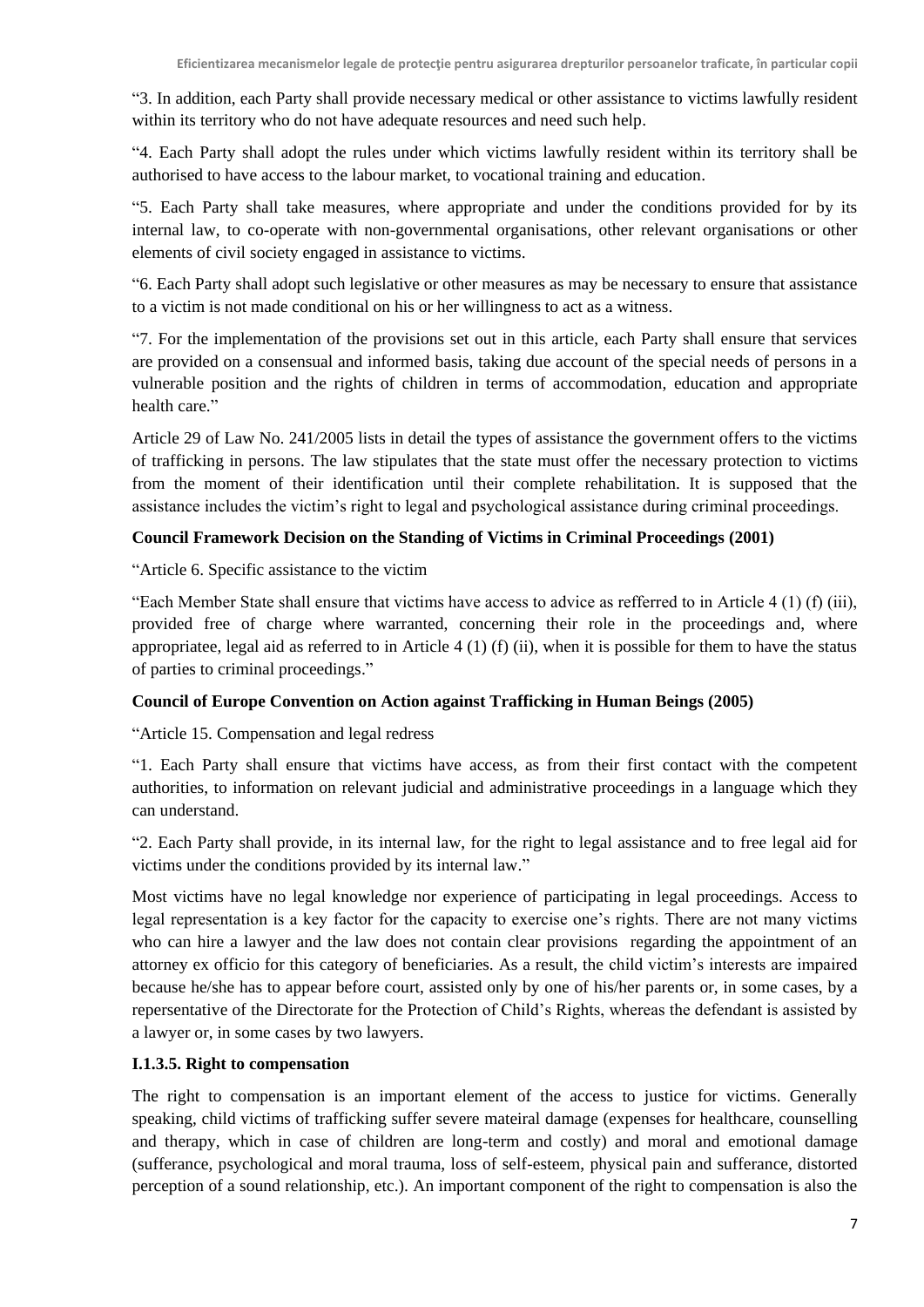"3. In addition, each Party shall provide necessary medical or other assistance to victims lawfully resident within its territory who do not have adequate resources and need such help.

"4. Each Party shall adopt the rules under which victims lawfully resident within its territory shall be authorised to have access to the labour market, to vocational training and education.

"5. Each Party shall take measures, where appropriate and under the conditions provided for by its internal law, to co-operate with non-governmental organisations, other relevant organisations or other elements of civil society engaged in assistance to victims.

"6. Each Party shall adopt such legislative or other measures as may be necessary to ensure that assistance to a victim is not made conditional on his or her willingness to act as a witness.

"7. For the implementation of the provisions set out in this article, each Party shall ensure that services are provided on a consensual and informed basis, taking due account of the special needs of persons in a vulnerable position and the rights of children in terms of accommodation, education and appropriate health care."

Article 29 of Law No. 241/2005 lists in detail the types of assistance the government offers to the victims of trafficking in persons. The law stipulates that the state must offer the necessary protection to victims from the moment of their identification until their complete rehabilitation. It is supposed that the assistance includes the victim's right to legal and psychological assistance during criminal proceedings.

**Council Framework Decision on the Standing of Victims in Criminal Proceedings (2001)**

"Article 6. Specific assistance to the victim

"Each Member State shall ensure that victims have access to advice as refferred to in Article 4 (1) (f) (iii), provided free of charge where warranted, concerning their role in the proceedings and, where appropriatee, legal aid as referred to in Article 4 (1) (f) (ii), when it is possible for them to have the status of parties to criminal proceedings."

**Council of Europe Convention on Action against Trafficking in Human Beings (2005)**

"Article 15. Compensation and legal redress

"1. Each Party shall ensure that victims have access, as from their first contact with the competent authorities, to information on relevant judicial and administrative proceedings in a language which they can understand.

"2. Each Party shall provide, in its internal law, for the right to legal assistance and to free legal aid for victims under the conditions provided by its internal law."

Most victims have no legal knowledge nor experience of participating in legal proceedings. Access to legal representation is a key factor for the capacity to exercise one's rights. There are not many victims who can hire a lawyer and the law does not contain clear provisions regarding the appointment of an attorney ex officio for this category of beneficiaries. As a result, the child victim's interests are impaired because he/she has to appear before court, assisted only by one of his/her parents or, in some cases, by a repersentative of the Directorate for the Protection of Child's Rights, whereas the defendant is assisted by a lawyer or, in some cases by two lawyers.

**I.1.3.5. Right to compensation**

The right to compensation is an important element of the access to justice for victims. Generally speaking, child victims of trafficking suffer severe mateiral damage (expenses for healthcare, counselling and therapy, which in case of children are long-term and costly) and moral and emotional damage (sufferance, psychological and moral trauma, loss of self-esteem, physical pain and sufferance, distorted perception of a sound relationship, etc.). An important component of the right to compensation is also the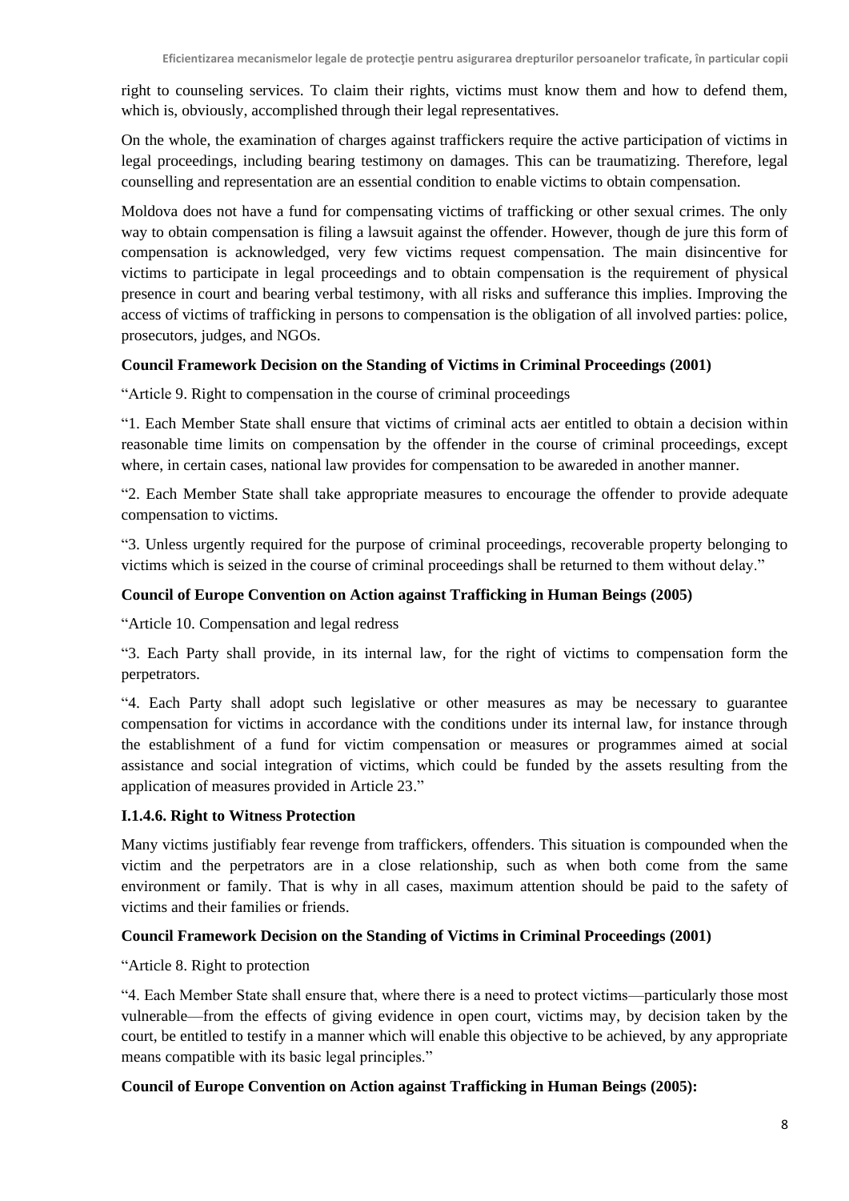right to counseling services. To claim their rights, victims must know them and how to defend them, which is, obviously, accomplished through their legal representatives.

On the whole, the examination of charges against traffickers require the active participation of victims in legal proceedings, including bearing testimony on damages. This can be traumatizing. Therefore, legal counselling and representation are an essential condition to enable victims to obtain compensation.

Moldova does not have a fund for compensating victims of trafficking or other sexual crimes. The only way to obtain compensation is filing a lawsuit against the offender. However, though de jure this form of compensation is acknowledged, very few victims request compensation. The main disincentive for victims to participate in legal proceedings and to obtain compensation is the requirement of physical presence in court and bearing verbal testimony, with all risks and sufferance this implies. Improving the access of victims of trafficking in persons to compensation is the obligation of all involved parties: police, prosecutors, judges, and NGOs.

**Council Framework Decision on the Standing of Victims in Criminal Proceedings (2001)**

"Article 9. Right to compensation in the course of criminal proceedings

"1. Each Member State shall ensure that victims of criminal acts aer entitled to obtain a decision within reasonable time limits on compensation by the offender in the course of criminal proceedings, except where, in certain cases, national law provides for compensation to be awareded in another manner.

"2. Each Member State shall take appropriate measures to encourage the offender to provide adequate compensation to victims.

"3. Unless urgently required for the purpose of criminal proceedings, recoverable property belonging to victims which is seized in the course of criminal proceedings shall be returned to them without delay."

**Council of Europe Convention on Action against Trafficking in Human Beings (2005)**

"Article 10. Compensation and legal redress

"3. Each Party shall provide, in its internal law, for the right of victims to compensation form the perpetrators.

"4. Each Party shall adopt such legislative or other measures as may be necessary to guarantee compensation for victims in accordance with the conditions under its internal law, for instance through the establishment of a fund for victim compensation or measures or programmes aimed at social assistance and social integration of victims, which could be funded by the assets resulting from the application of measures provided in Article 23."

### I.1.4.6. Right to Witness Protection

Many victims justifiably fear revenge from traffickers, offenders. This situation is compounded when the victim and the perpetrators are in a close relationship, such as when both come from the same environment or family. That is why in all cases, maximum attention should be paid to the safety of victims and their families or friends.

**Council Framework Decision on the Standing of Victims in Criminal Proceedings (2001)**

"Article 8. Right to protection

"4. Each Member State shall ensure that, where there is a need to protect victims—particularly those most vulnerable—from the effects of giving evidence in open court, victims may, by decision taken by the court, be entitled to testify in a manner which will enable this objective to be achieved, by any appropriate means compatible with its basic legal principles."

**Council of Europe Convention on Action against Trafficking in Human Beings (2005):**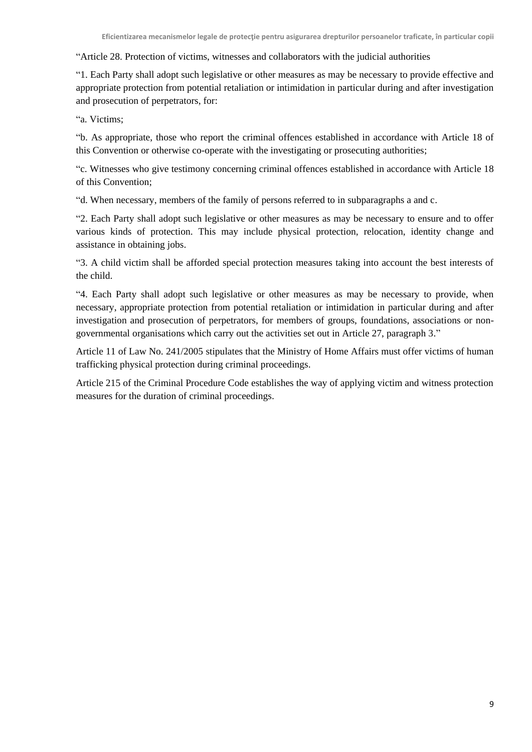“Article 28. Protection of victims, witnesses and collaborators with the judicial authorities

“1. Each Party shall adopt such legislative or other measures as may be necessary to provide effective and appropriate protection from potential retaliation or intimidation in particular during and after investigation and prosecution of perpetrators, for:

“a. Victims;

“b. As appropriate, those who report the criminal offences established in accordance with Article 18 of this Convention or otherwise co-operate with the investigating or prosecuting authorities;

“c. Witnesses who give testimony concerning criminal offences established in accordance with Article 18 of this Convention;

“d. When necessary, members of the family of persons referred to in subparagraphs a and c.

“2. Each Party shall adopt such legislative or other measures as may be necessary to ensure and to offer various kinds of protection. This may include physical protection, relocation, identity change and assistance in obtaining jobs.

“3. A child victim shall be afforded special protection measures taking into account the best interests of the child.

“4. Each Party shall adopt such legislative or other measures as may be necessary to provide, when necessary, appropriate protection from potential retaliation or intimidation in particular during and after investigation and prosecution of perpetrators, for members of groups, foundations, associations or non-governmental organisations which carry out the activities set out in Article 27, paragraph 3.”

Article 11 of Law No. 241/2005 stipulates that the Ministry of Home Affairs must offer victims of human trafficking physical protection during criminal proceedings.

Article 215 of the Criminal Procedure Code establishes the way of applying victim and witness protection measures for the duration of criminal proceedings.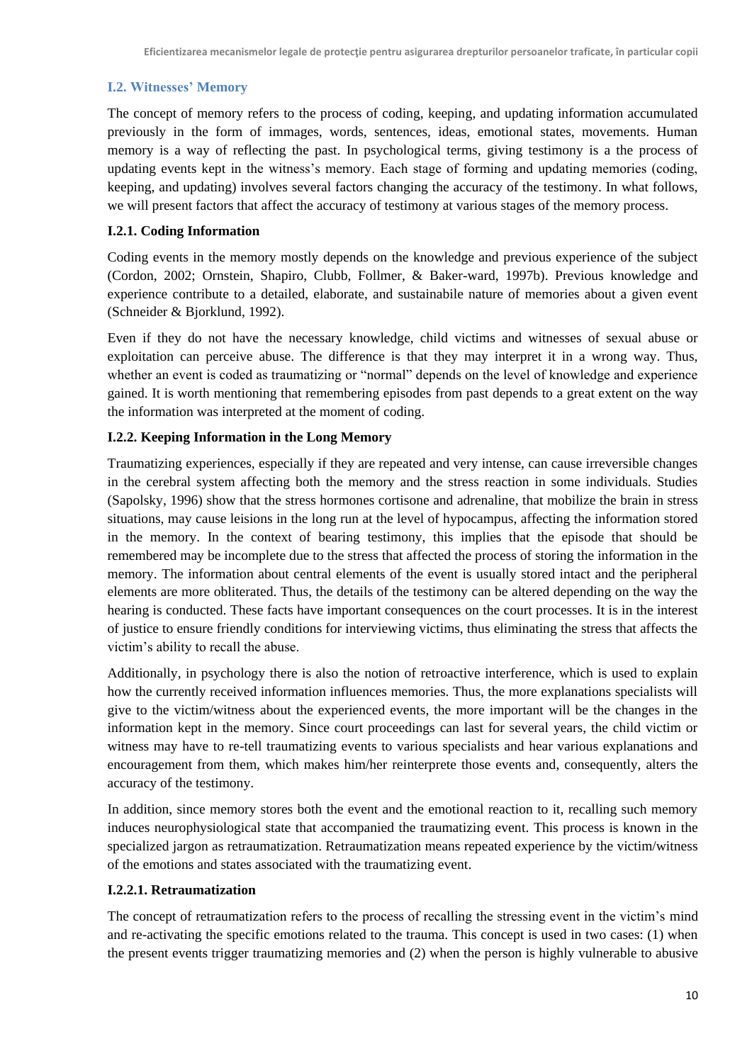### I.2. Witnesses' Memory

The concept of memory refers to the process of coding, keeping, and updating information accumulated previously in the form of immages, words, sentences, ideas, emotional states, movements. Human memory is a way of reflecting the past. In psychological terms, giving testimony is a the process of updating events kept in the witness's memory. Each stage of forming and updating memories (coding, keeping, and updating) involves several factors changing the accuracy of the testimony. In what follows, we will present factors that affect the accuracy of testimony at various stages of the memory process.

#### I.2.1. Coding Information

Coding events in the memory mostly depends on the knowledge and previous experience of the subject (Cordon, 2002; Ornstein, Shapiro, Clubb, Follmer, & Baker-ward, 1997b). Previous knowledge and experience contribute to a detailed, elaborate, and sustainabile nature of memories about a given event (Schneider & Bjorklund, 1992).

Even if they do not have the necessary knowledge, child victims and witnesses of sexual abuse or exploitation can perceive abuse. The difference is that they may interpret it in a wrong way. Thus, whether an event is coded as traumatizing or "normal" depends on the level of knowledge and experience gained. It is worth mentioning that remembering episodes from past depends to a great extent on the way the information was interpreted at the moment of coding.

#### I.2.2. Keeping Information in the Long Memory

Traumatizing experiences, especially if they are repeated and very intense, can cause irreversible changes in the cerebral system affecting both the memory and the stress reaction in some individuals. Studies (Sapolsky, 1996) show that the stress hormones cortisone and adrenaline, that mobilize the brain in stress situations, may cause leisions in the long run at the level of hypocampus, affecting the information stored in the memory. In the context of bearing testimony, this implies that the episode that should be remembered may be incomplete due to the stress that affected the process of storing the information in the memory. The information about central elements of the event is usually stored intact and the peripheral elements are more obliterated. Thus, the details of the testimony can be altered depending on the way the hearing is conducted. These facts have important consequences on the court processes. It is in the interest of justice to ensure friendly conditions for interviewing victims, thus eliminating the stress that affects the victim's ability to recall the abuse.

Additionally, in psychology there is also the notion of retroactive interference, which is used to explain how the currently received information influences memories. Thus, the more explanations specialists will give to the victim/witness about the experienced events, the more important will be the changes in the information kept in the memory. Since court proceedings can last for several years, the child victim or witness may have to re-tell traumatizing events to various specialists and hear various explanations and encouragement from them, which makes him/her reinterprete those events and, consequently, alters the accuracy of the testimony.

In addition, since memory stores both the event and the emotional reaction to it, recalling such memory induces neurophysiological state that accompanied the traumatizing event. This process is known in the specialized jargon as retraumatization. Retraumatization means repeated experience by the victim/witness of the emotions and states associated with the traumatizing event.

##### I.2.2.1. Retraumatization

The concept of retraumatization refers to the process of recalling the stressing event in the victim's mind and re-activating the specific emotions related to the trauma. This concept is used in two cases: (1) when the present events trigger traumatizing memories and (2) when the person is highly vulnerable to abusive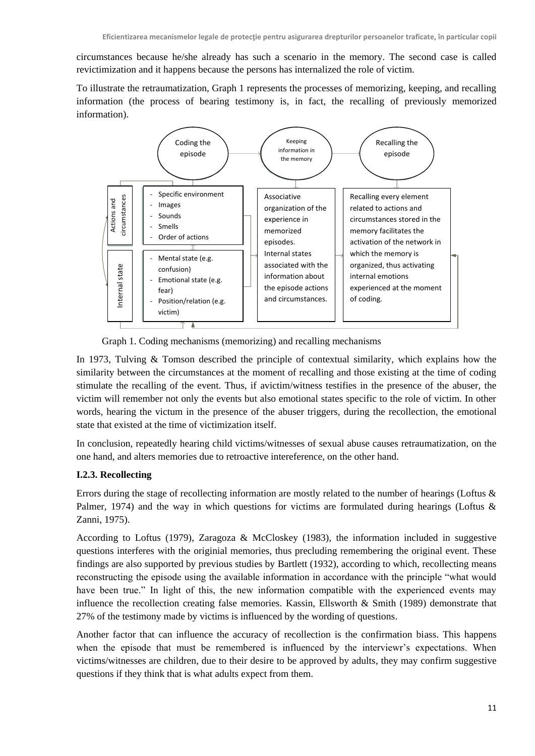circumstances because he/she already has such a scenario in the memory. The second case is called revictimization and it happens because the persons has internalized the role of victim.

To illustrate the retraumatization, Graph 1 represents the processes of memorizing, keeping, and recalling information (the process of bearing testimony is, in fact, the recalling of previously memorized information).

| Coding the episode | | Keeping information in the memory | Recalling the episode |
|---|---|---|---|
| Actions and circumstances | - Specific environment<br>- Images<br>- Sounds<br>- Smells<br>- Order of actions | Associative organization of the experience in memorized episodes.<br>Internal states associated with the information about the episode actions and circumstances. | Recalling every element related to actions and circumstances stored in the memory facilitates the activation of the network in which the memory is organized, thus activating internal emotions experienced at the moment of coding. |
| Internal state | - Mental state (e.g. confusion)<br>- Emotional state (e.g. fear)<br>- Position/relation (e.g. victim) | | |

Graph 1. Coding mechanisms (memorizing) and recalling mechanisms

In 1973, Tulving & Tomson described the principle of contextual similarity, which explains how the similarity between the circumstances at the moment of recalling and those existing at the time of coding stimulate the recalling of the event. Thus, if avictim/witness testifies in the presence of the abuser, the victim will remember not only the events but also emotional states specific to the role of victim. In other words, hearing the victum in the presence of the abuser triggers, during the recollection, the emotional state that existed at the time of victimization itself.

In conclusion, repeatedly hearing child victims/witnesses of sexual abuse causes retraumatization, on the one hand, and alters memories due to retroactive intereference, on the other hand.

### I.2.3. Recollecting

Errors during the stage of recollecting information are mostly related to the number of hearings (Loftus & Palmer, 1974) and the way in which questions for victims are formulated during hearings (Loftus & Zanni, 1975).

According to Loftus (1979), Zaragoza & McCloskey (1983), the information included in suggestive questions interferes with the originial memories, thus precluding remembering the original event. These findings are also supported by previous studies by Bartlett (1932), according to which, recollecting means reconstructing the episode using the available information in accordance with the principle "what would have been true." In light of this, the new information compatible with the experienced events may influence the recollection creating false memories. Kassin, Ellsworth & Smith (1989) demonstrate that 27% of the testimony made by victims is influenced by the wording of questions.

Another factor that can influence the accuracy of recollection is the confirmation biass. This happens when the episode that must be remembered is influenced by the interviewr's expectations. When victims/witnesses are children, due to their desire to be approved by adults, they may confirm suggestive questions if they think that is what adults expect from them.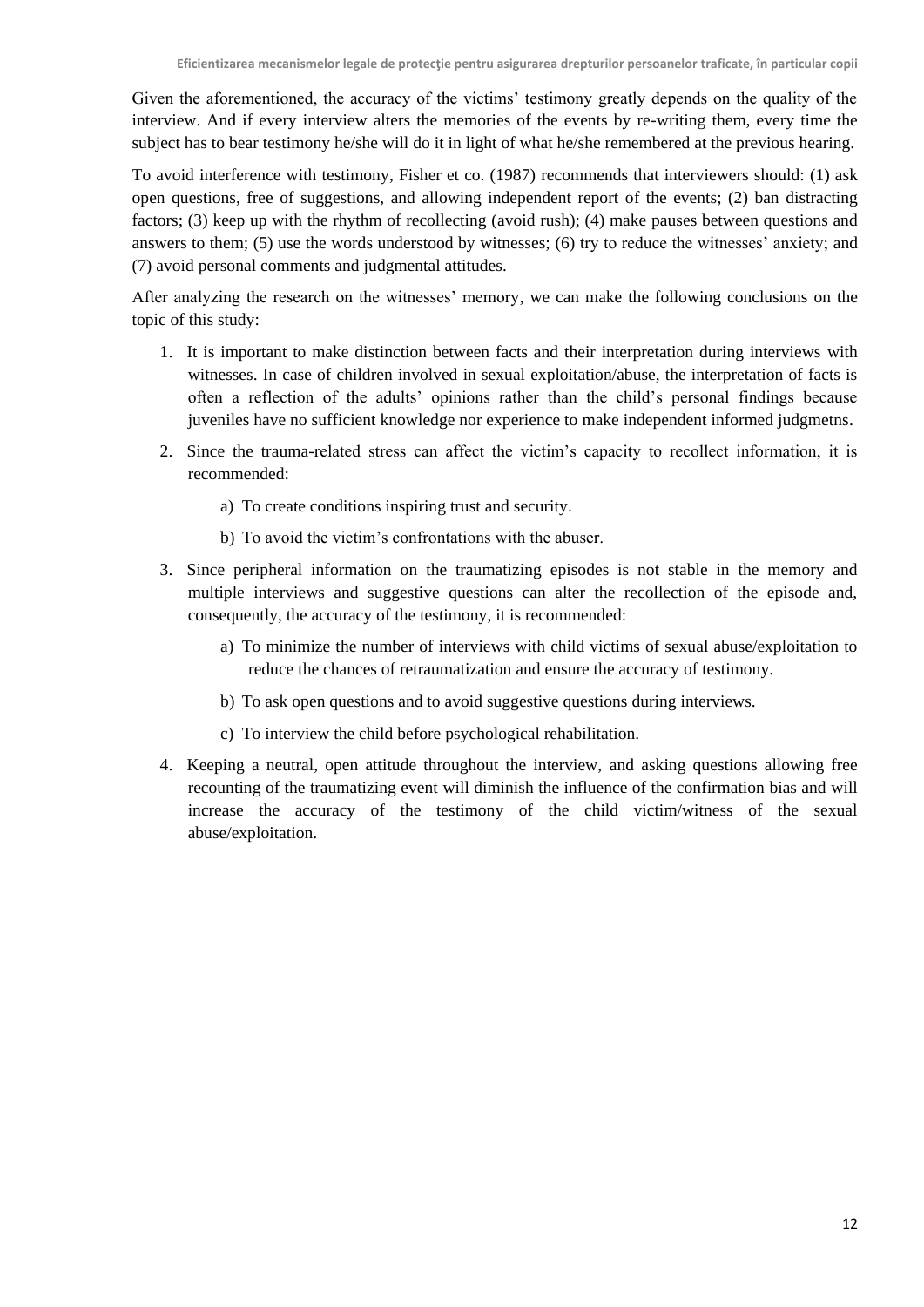Given the aforementioned, the accuracy of the victims' testimony greatly depends on the quality of the interview. And if every interview alters the memories of the events by re-writing them, every time the subject has to bear testimony he/she will do it in light of what he/she remembered at the previous hearing.

To avoid interference with testimony, Fisher et co. (1987) recommends that interviewers should: (1) ask open questions, free of suggestions, and allowing independent report of the events; (2) ban distracting factors; (3) keep up with the rhythm of recollecting (avoid rush); (4) make pauses between questions and answers to them; (5) use the words understood by witnesses; (6) try to reduce the witnesses' anxiety; and (7) avoid personal comments and judgmental attitudes.

After analyzing the research on the witnesses' memory, we can make the following conclusions on the topic of this study:

1. It is important to make distinction between facts and their interpretation during interviews with witnesses. In case of children involved in sexual exploitation/abuse, the interpretation of facts is often a reflection of the adults' opinions rather than the child's personal findings because juveniles have no sufficient knowledge nor experience to make independent informed judgmetns.
2. Since the trauma-related stress can affect the victim's capacity to recollect information, it is recommended:
   a) To create conditions inspiring trust and security.
   b) To avoid the victim's confrontations with the abuser.
3. Since peripheral information on the traumatizing episodes is not stable in the memory and multiple interviews and suggestive questions can alter the recollection of the episode and, consequently, the accuracy of the testimony, it is recommended:
   a) To minimize the number of interviews with child victims of sexual abuse/exploitation to reduce the chances of retraumatization and ensure the accuracy of testimony.
   b) To ask open questions and to avoid suggestive questions during interviews.
   c) To interview the child before psychological rehabilitation.
4. Keeping a neutral, open attitude throughout the interview, and asking questions allowing free recounting of the traumatizing event will diminish the influence of the confirmation bias and will increase the accuracy of the testimony of the child victim/witness of the sexual abuse/exploitation.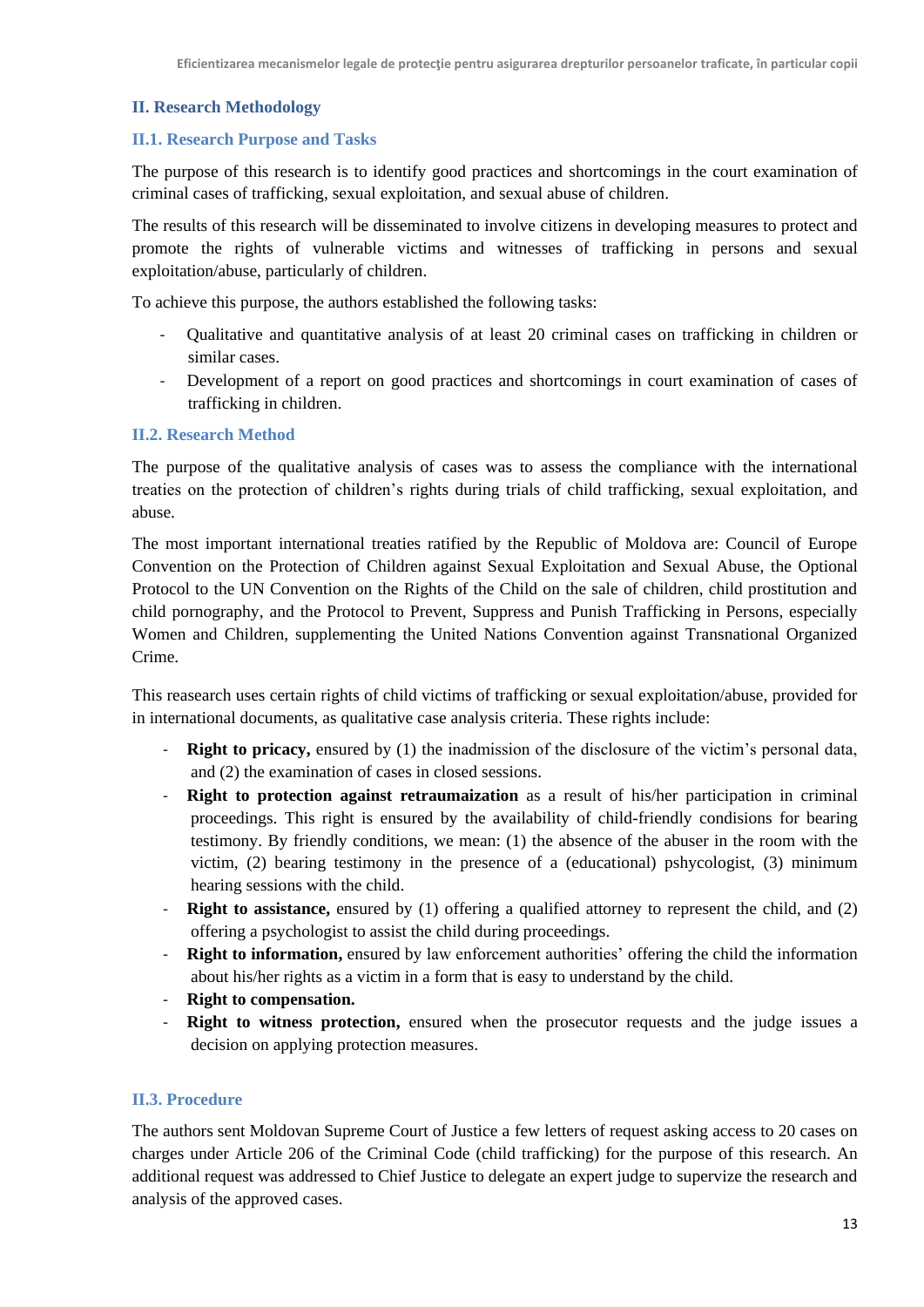## II. Research Methodology

### II.1. Research Purpose and Tasks

The purpose of this research is to identify good practices and shortcomings in the court examination of criminal cases of trafficking, sexual exploitation, and sexual abuse of children.

The results of this research will be disseminated to involve citizens in developing measures to protect and promote the rights of vulnerable victims and witnesses of trafficking in persons and sexual exploitation/abuse, particularly of children.

To achieve this purpose, the authors established the following tasks:

- Qualitative and quantitative analysis of at least 20 criminal cases on trafficking in children or similar cases.
- Development of a report on good practices and shortcomings in court examination of cases of trafficking in children.

### II.2. Research Method

The purpose of the qualitative analysis of cases was to assess the compliance with the international treaties on the protection of children's rights during trials of child trafficking, sexual exploitation, and abuse.

The most important international treaties ratified by the Republic of Moldova are: Council of Europe Convention on the Protection of Children against Sexual Exploitation and Sexual Abuse, the Optional Protocol to the UN Convention on the Rights of the Child on the sale of children, child prostitution and child pornography, and the Protocol to Prevent, Suppress and Punish Trafficking in Persons, especially Women and Children, supplementing the United Nations Convention against Transnational Organized Crime.

This reasearch uses certain rights of child victims of trafficking or sexual exploitation/abuse, provided for in international documents, as qualitative case analysis criteria. These rights include:

- **Right to pricacy,** ensured by (1) the inadmission of the disclosure of the victim's personal data, and (2) the examination of cases in closed sessions.
- **Right to protection against retraumaization** as a result of his/her participation in criminal proceedings. This right is ensured by the availability of child-friendly condisions for bearing testimony. By friendly conditions, we mean: (1) the absence of the abuser in the room with the victim, (2) bearing testimony in the presence of a (educational) pshycologist, (3) minimum hearing sessions with the child.
- **Right to assistance,** ensured by (1) offering a qualified attorney to represent the child, and (2) offering a psychologist to assist the child during proceedings.
- **Right to information,** ensured by law enforcement authorities' offering the child the information about his/her rights as a victim in a form that is easy to understand by the child.
- **Right to compensation.**
- **Right to witness protection,** ensured when the prosecutor requests and the judge issues a decision on applying protection measures.

### II.3. Procedure

The authors sent Moldovan Supreme Court of Justice a few letters of request asking access to 20 cases on charges under Article 206 of the Criminal Code (child trafficking) for the purpose of this research. An additional request was addressed to Chief Justice to delegate an expert judge to supervize the research and analysis of the approved cases.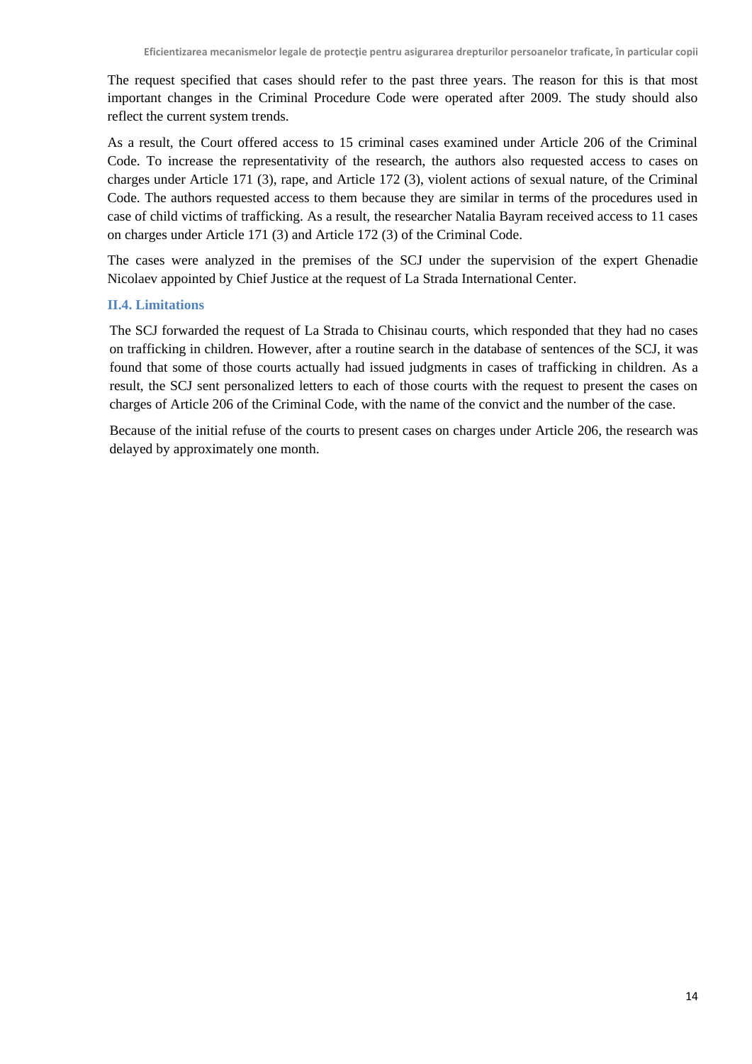The request specified that cases should refer to the past three years. The reason for this is that most important changes in the Criminal Procedure Code were operated after 2009. The study should also reflect the current system trends.

As a result, the Court offered access to 15 criminal cases examined under Article 206 of the Criminal Code. To increase the representativity of the research, the authors also requested access to cases on charges under Article 171 (3), rape, and Article 172 (3), violent actions of sexual nature, of the Criminal Code. The authors requested access to them because they are similar in terms of the procedures used in case of child victims of trafficking. As a result, the researcher Natalia Bayram received access to 11 cases on charges under Article 171 (3) and Article 172 (3) of the Criminal Code.

The cases were analyzed in the premises of the SCJ under the supervision of the expert Ghenadie Nicolaev appointed by Chief Justice at the request of La Strada International Center.

### II.4. Limitations

The SCJ forwarded the request of La Strada to Chisinau courts, which responded that they had no cases on trafficking in children. However, after a routine search in the database of sentences of the SCJ, it was found that some of those courts actually had issued judgments in cases of trafficking in children. As a result, the SCJ sent personalized letters to each of those courts with the request to present the cases on charges of Article 206 of the Criminal Code, with the name of the convict and the number of the case.

Because of the initial refuse of the courts to present cases on charges under Article 206, the research was delayed by approximately one month.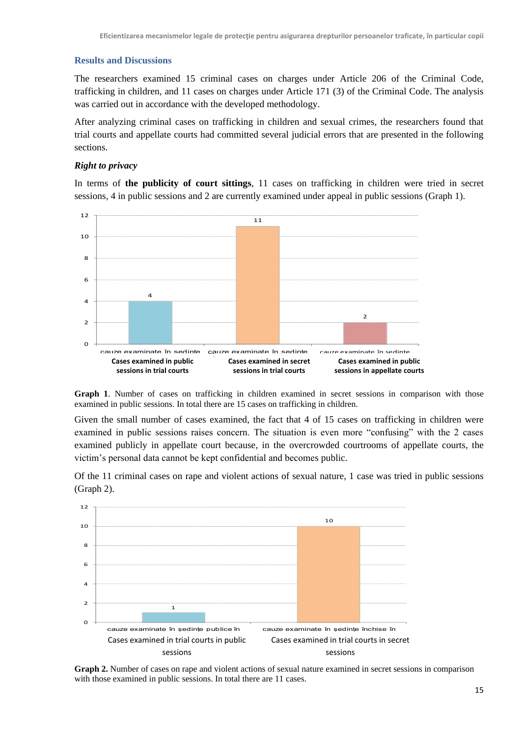## Results and Discussions

The researchers examined 15 criminal cases on charges under Article 206 of the Criminal Code, trafficking in children, and 11 cases on charges under Article 171 (3) of the Criminal Code. The analysis was carried out in accordance with the developed methodology.

After analyzing criminal cases on trafficking in children and sexual crimes, the researchers found that trial courts and appellate courts had committed several judicial errors that are presented in the following sections.

### *Right to privacy*

In terms of **the publicity of court sittings**, 11 cases on trafficking in children were tried in secret sessions, 4 in public sessions and 2 are currently examined under appeal in public sessions (Graph 1).

| | Cases examined in public sessions in trial courts | Cases examined in secret sessions in trial courts | Cases examined in public sessions in appellate courts |
|---|---|---|---|
| Number of cases | 4 | 11 | 2 |

**Graph 1**. Number of cases on trafficking in children examined in secret sessions in comparison with those examined in public sessions. In total there are 15 cases on trafficking in children.

Given the small number of cases examined, the fact that 4 of 15 cases on trafficking in children were examined in public sessions raises concern. The situation is even more "confusing" with the 2 cases examined publicly in appellate court because, in the overcrowded courtrooms of appellate courts, the victim's personal data cannot be kept confidential and becomes public.

Of the 11 criminal cases on rape and violent actions of sexual nature, 1 case was tried in public sessions (Graph 2).

| | Cases examined in trial courts in public sessions | Cases examined in trial courts in secret sessions |
|---|---|---|
| Number of cases | 1 | 10 |

**Graph 2.** Number of cases on rape and violent actions of sexual nature examined in secret sessions in comparison with those examined in public sessions. In total there are 11 cases.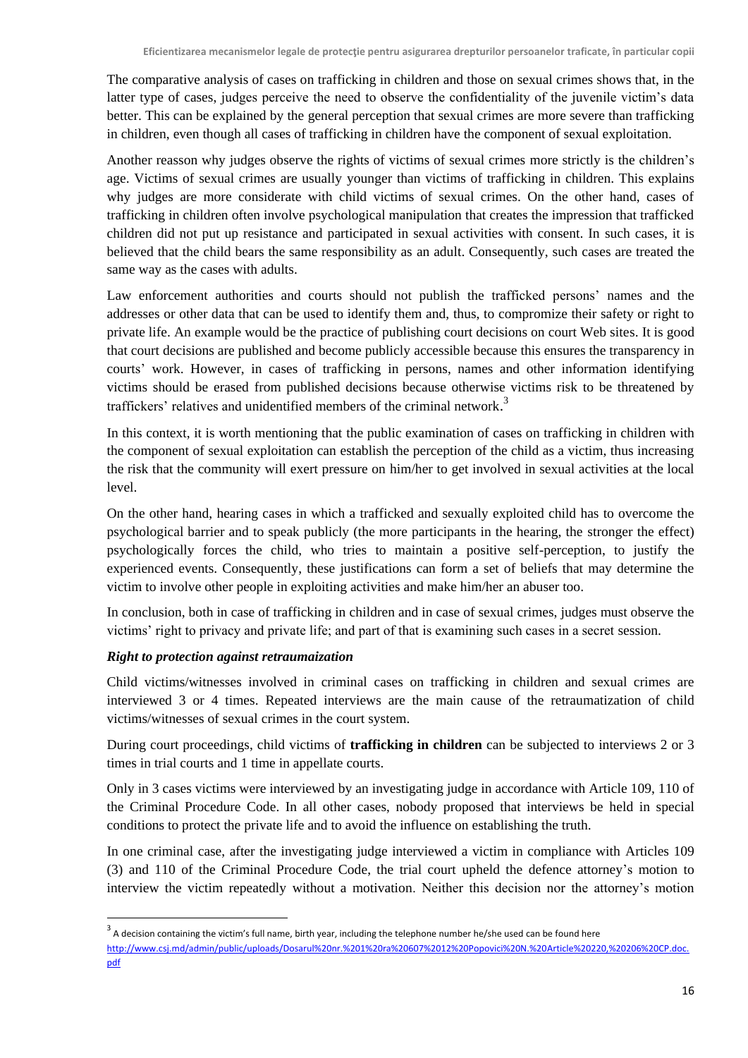The comparative analysis of cases on trafficking in children and those on sexual crimes shows that, in the latter type of cases, judges perceive the need to observe the confidentiality of the juvenile victim's data better. This can be explained by the general perception that sexual crimes are more severe than trafficking in children, even though all cases of trafficking in children have the component of sexual exploitation.

Another reasson why judges observe the rights of victims of sexual crimes more strictly is the children's age. Victims of sexual crimes are usually younger than victims of trafficking in children. This explains why judges are more considerate with child victims of sexual crimes. On the other hand, cases of trafficking in children often involve psychological manipulation that creates the impression that trafficked children did not put up resistance and participated in sexual activities with consent. In such cases, it is believed that the child bears the same responsibility as an adult. Consequently, such cases are treated the same way as the cases with adults.

Law enforcement authorities and courts should not publish the trafficked persons' names and the addresses or other data that can be used to identify them and, thus, to compromize their safety or right to private life. An example would be the practice of publishing court decisions on court Web sites. It is good that court decisions are published and become publicly accessible because this ensures the transparency in courts' work. However, in cases of trafficking in persons, names and other information identifying victims should be erased from published decisions because otherwise victims risk to be threatened by traffickers' relatives and unidentified members of the criminal network.[3]

In this context, it is worth mentioning that the public examination of cases on trafficking in children with the component of sexual exploitation can establish the perception of the child as a victim, thus increasing the risk that the community will exert pressure on him/her to get involved in sexual activities at the local level.

On the other hand, hearing cases in which a trafficked and sexually exploited child has to overcome the psychological barrier and to speak publicly (the more participants in the hearing, the stronger the effect) psychologically forces the child, who tries to maintain a positive self-perception, to justify the experienced events. Consequently, these justifications can form a set of beliefs that may determine the victim to involve other people in exploiting activities and make him/her an abuser too.

In conclusion, both in case of trafficking in children and in case of sexual crimes, judges must observe the victims' right to privacy and private life; and part of that is examining such cases in a secret session.

***Right to protection against retraumaization***

Child victims/witnesses involved in criminal cases on trafficking in children and sexual crimes are interviewed 3 or 4 times. Repeated interviews are the main cause of the retraumatization of child victims/witnesses of sexual crimes in the court system.

During court proceedings, child victims of **trafficking in children** can be subjected to interviews 2 or 3 times in trial courts and 1 time in appellate courts.

Only in 3 cases victims were interviewed by an investigating judge in accordance with Article 109, 110 of the Criminal Procedure Code. In all other cases, nobody proposed that interviews be held in special conditions to protect the private life and to avoid the influence on establishing the truth.

In one criminal case, after the investigating judge interviewed a victim in compliance with Articles 109 (3) and 110 of the Criminal Procedure Code, the trial court upheld the defence attorney's motion to interview the victim repeatedly without a motivation. Neither this decision nor the attorney's motion

[3] A decision containing the victim's full name, birth year, including the telephone number he/she used can be found here http://www.csj.md/admin/public/uploads/Dosarul%20nr.%201%20ra%20607%2012%20Popovici%20N.%20Article%20220,%20206%20CP.doc.pdf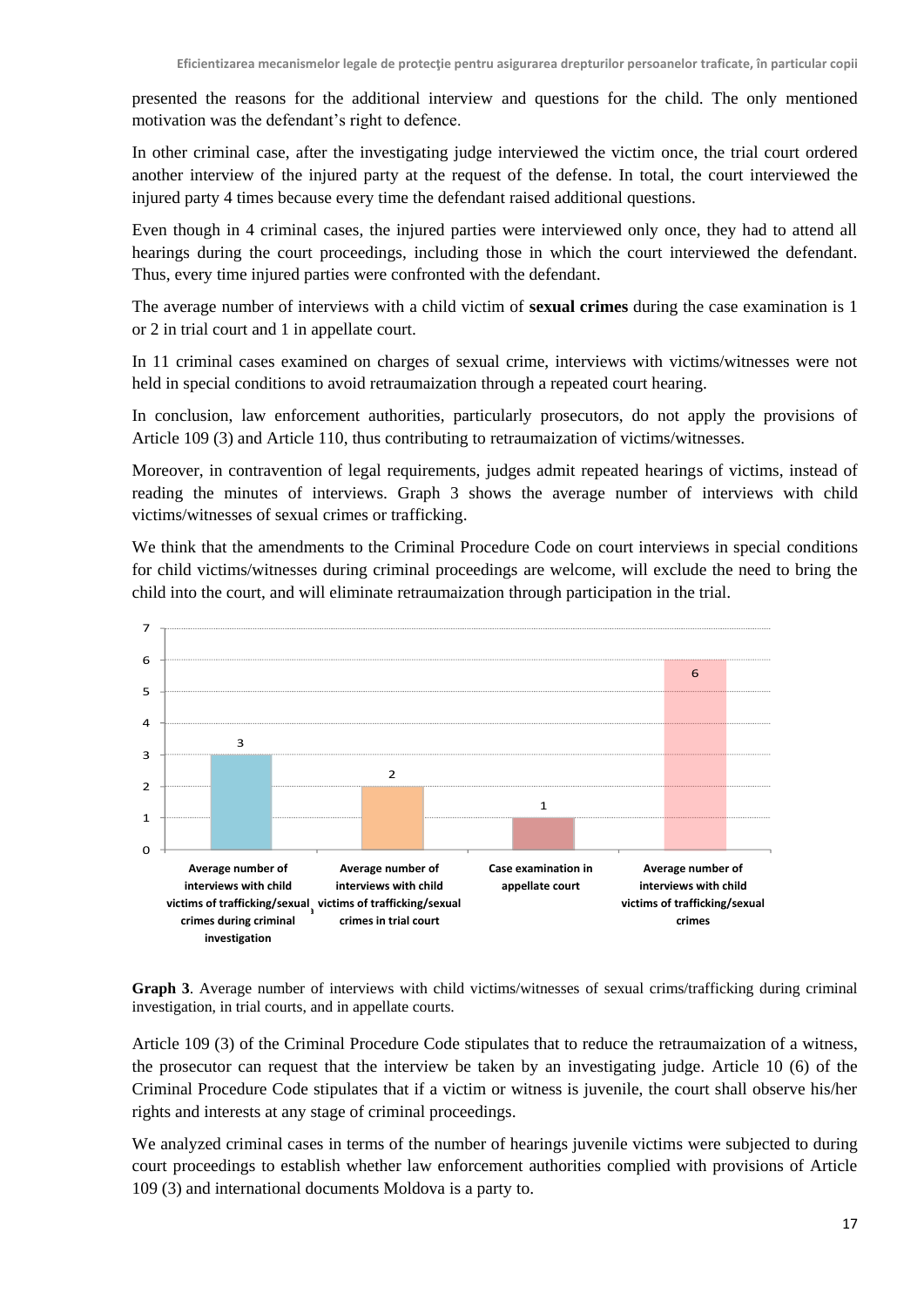presented the reasons for the additional interview and questions for the child. The only mentioned motivation was the defendant's right to defence.

In other criminal case, after the investigating judge interviewed the victim once, the trial court ordered another interview of the injured party at the request of the defense. In total, the court interviewed the injured party 4 times because every time the defendant raised additional questions.

Even though in 4 criminal cases, the injured parties were interviewed only once, they had to attend all hearings during the court proceedings, including those in which the court interviewed the defendant. Thus, every time injured parties were confronted with the defendant.

The average number of interviews with a child victim of **sexual crimes** during the case examination is 1 or 2 in trial court and 1 in appellate court.

In 11 criminal cases examined on charges of sexual crime, interviews with victims/witnesses were not held in special conditions to avoid retraumaization through a repeated court hearing.

In conclusion, law enforcement authorities, particularly prosecutors, do not apply the provisions of Article 109 (3) and Article 110, thus contributing to retraumaization of victims/witnesses.

Moreover, in contravention of legal requirements, judges admit repeated hearings of victims, instead of reading the minutes of interviews. Graph 3 shows the average number of interviews with child victims/witnesses of sexual crimes or trafficking.

We think that the amendments to the Criminal Procedure Code on court interviews in special conditions for child victims/witnesses during criminal proceedings are welcome, will exclude the need to bring the child into the court, and will eliminate retraumaization through participation in the trial.

| Average number of interviews with child victims of trafficking/sexual crimes during criminal investigation | Average number of interviews with child victims of trafficking/sexual crimes in trial court | Case examination in appellate court | Average number of interviews with child victims of trafficking/sexual crimes |
|---|---|---|---|
| 3 | 2 | 1 | 6 |

**Graph 3**. Average number of interviews with child victims/witnesses of sexual crims/trafficking during criminal investigation, in trial courts, and in appellate courts.

Article 109 (3) of the Criminal Procedure Code stipulates that to reduce the retraumaization of a witness, the prosecutor can request that the interview be taken by an investigating judge. Article 10 (6) of the Criminal Procedure Code stipulates that if a victim or witness is juvenile, the court shall observe his/her rights and interests at any stage of criminal proceedings.

We analyzed criminal cases in terms of the number of hearings juvenile victims were subjected to during court proceedings to establish whether law enforcement authorities complied with provisions of Article 109 (3) and international documents Moldova is a party to.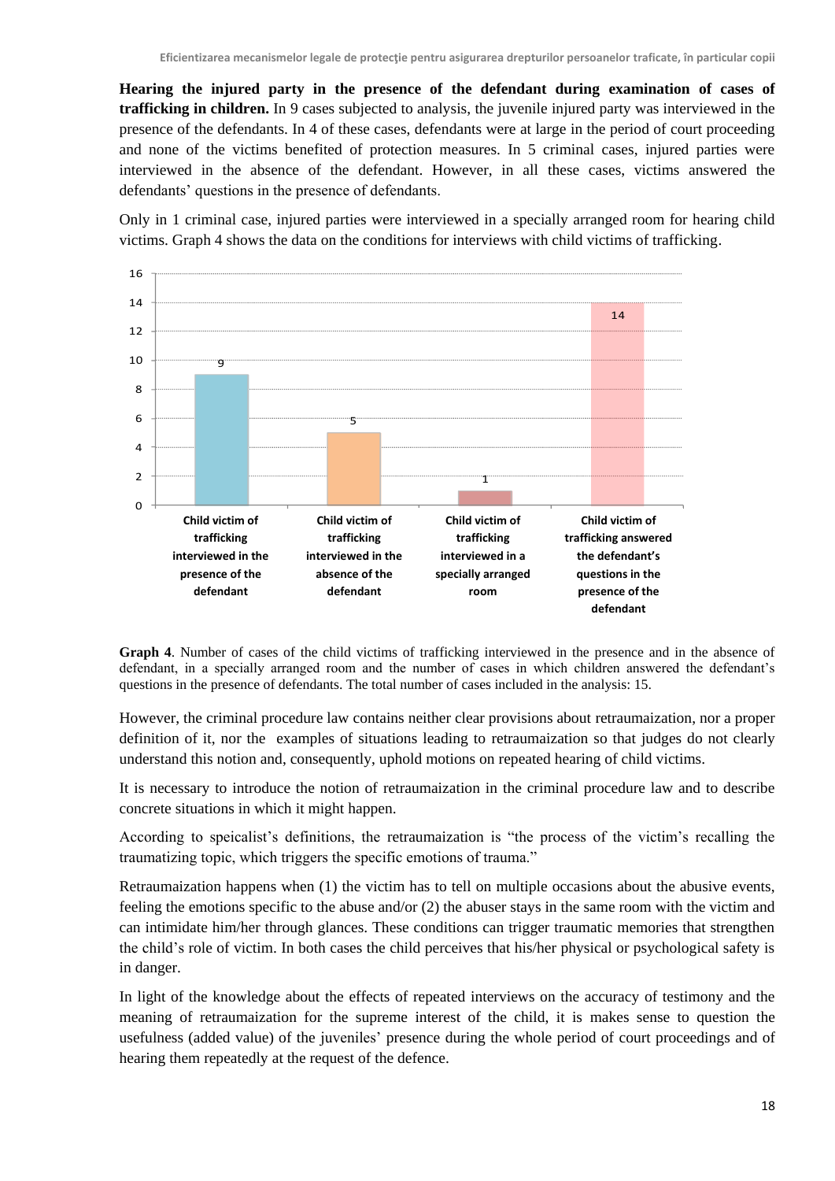**Hearing the injured party in the presence of the defendant during examination of cases of trafficking in children.** In 9 cases subjected to analysis, the juvenile injured party was interviewed in the presence of the defendants. In 4 of these cases, defendants were at large in the period of court proceeding and none of the victims benefited of protection measures. In 5 criminal cases, injured parties were interviewed in the absence of the defendant. However, in all these cases, victims answered the defendants' questions in the presence of defendants.

Only in 1 criminal case, injured parties were interviewed in a specially arranged room for hearing child victims. Graph 4 shows the data on the conditions for interviews with child victims of trafficking.

| Category | Number of cases |
|---|---|
| Child victim of trafficking interviewed in the presence of the defendant | 9 |
| Child victim of trafficking interviewed in the absence of the defendant | 5 |
| Child victim of trafficking interviewed in a specially arranged room | 1 |
| Child victim of trafficking answered the defendant's questions in the presence of the defendant | 14 |

**Graph 4**. Number of cases of the child victims of trafficking interviewed in the presence and in the absence of defendant, in a specially arranged room and the number of cases in which children answered the defendant's questions in the presence of defendants. The total number of cases included in the analysis: 15.

However, the criminal procedure law contains neither clear provisions about retraumaization, nor a proper definition of it, nor the examples of situations leading to retraumaization so that judges do not clearly understand this notion and, consequently, uphold motions on repeated hearing of child victims.

It is necessary to introduce the notion of retraumaization in the criminal procedure law and to describe concrete situations in which it might happen.

According to speicalist's definitions, the retraumaization is "the process of the victim's recalling the traumatizing topic, which triggers the specific emotions of trauma."

Retraumaization happens when (1) the victim has to tell on multiple occasions about the abusive events, feeling the emotions specific to the abuse and/or (2) the abuser stays in the same room with the victim and can intimidate him/her through glances. These conditions can trigger traumatic memories that strengthen the child's role of victim. In both cases the child perceives that his/her physical or psychological safety is in danger.

In light of the knowledge about the effects of repeated interviews on the accuracy of testimony and the meaning of retraumaization for the supreme interest of the child, it is makes sense to question the usefulness (added value) of the juveniles' presence during the whole period of court proceedings and of hearing them repeatedly at the request of the defence.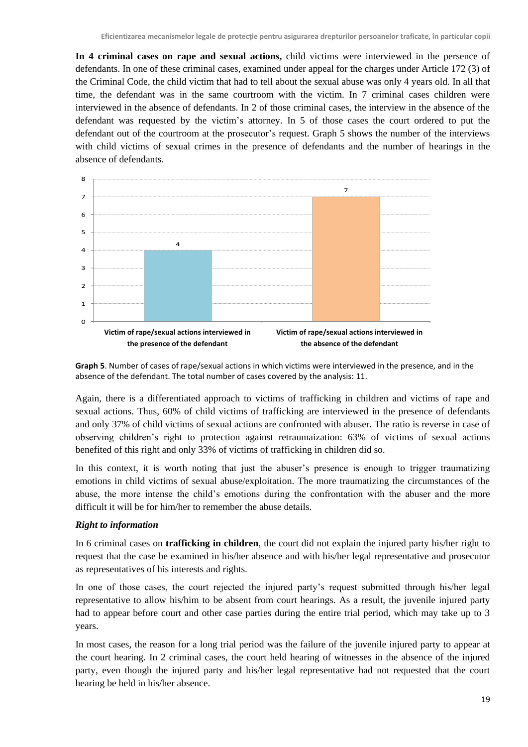**In 4 criminal cases on rape and sexual actions,** child victims were interviewed in the persence of defendants. In one of these criminal cases, examined under appeal for the charges under Article 172 (3) of the Criminal Code, the child victim that had to tell about the sexual abuse was only 4 years old. In all that time, the defendant was in the same courtroom with the victim. In 7 criminal cases children were interviewed in the absence of defendants. In 2 of those criminal cases, the interview in the absence of the defendant was requested by the victim's attorney. In 5 of those cases the court ordered to put the defendant out of the courtroom at the prosecutor's request. Graph 5 shows the number of the interviews with child victims of sexual crimes in the presence of defendants and the number of hearings in the absence of defendants.

| | Number of cases |
|---|---|
| Victim of rape/sexual actions interviewed in the presence of the defendant | 4 |
| Victim of rape/sexual actions interviewed in the absence of the defendant | 7 |

**Graph 5**. Number of cases of rape/sexual actions in which victims were interviewed in the presence, and in the absence of the defendant. The total number of cases covered by the analysis: 11.

Again, there is a differentiated approach to victims of trafficking in children and victims of rape and sexual actions. Thus, 60% of child victims of trafficking are interviewed in the presence of defendants and only 37% of child victims of sexual actions are confronted with abuser. The ratio is reverse in case of observing children's right to protection against retraumaization: 63% of victims of sexual actions benefited of this right and only 33% of victims of trafficking in children did so.

In this context, it is worth noting that just the abuser's presence is enough to trigger traumatizing emotions in child victims of sexual abuse/exploitation. The more traumatizing the circumstances of the abuse, the more intense the child's emotions during the confrontation with the abuser and the more difficult it will be for him/her to remember the abuse details.

***Right to information***

In 6 criminal cases on **trafficking in children**, the court did not explain the injured party his/her right to request that the case be examined in his/her absence and with his/her legal representative and prosecutor as representatives of his interests and rights.

In one of those cases, the court rejected the injured party's request submitted through his/her legal representative to allow his/him to be absent from court hearings. As a result, the juvenile injured party had to appear before court and other case parties during the entire trial period, which may take up to 3 years.

In most cases, the reason for a long trial period was the failure of the juvenile injured party to appear at the court hearing. In 2 criminal cases, the court held hearing of witnesses in the absence of the injured party, even though the injured party and his/her legal representative had not requested that the court hearing be held in his/her absence.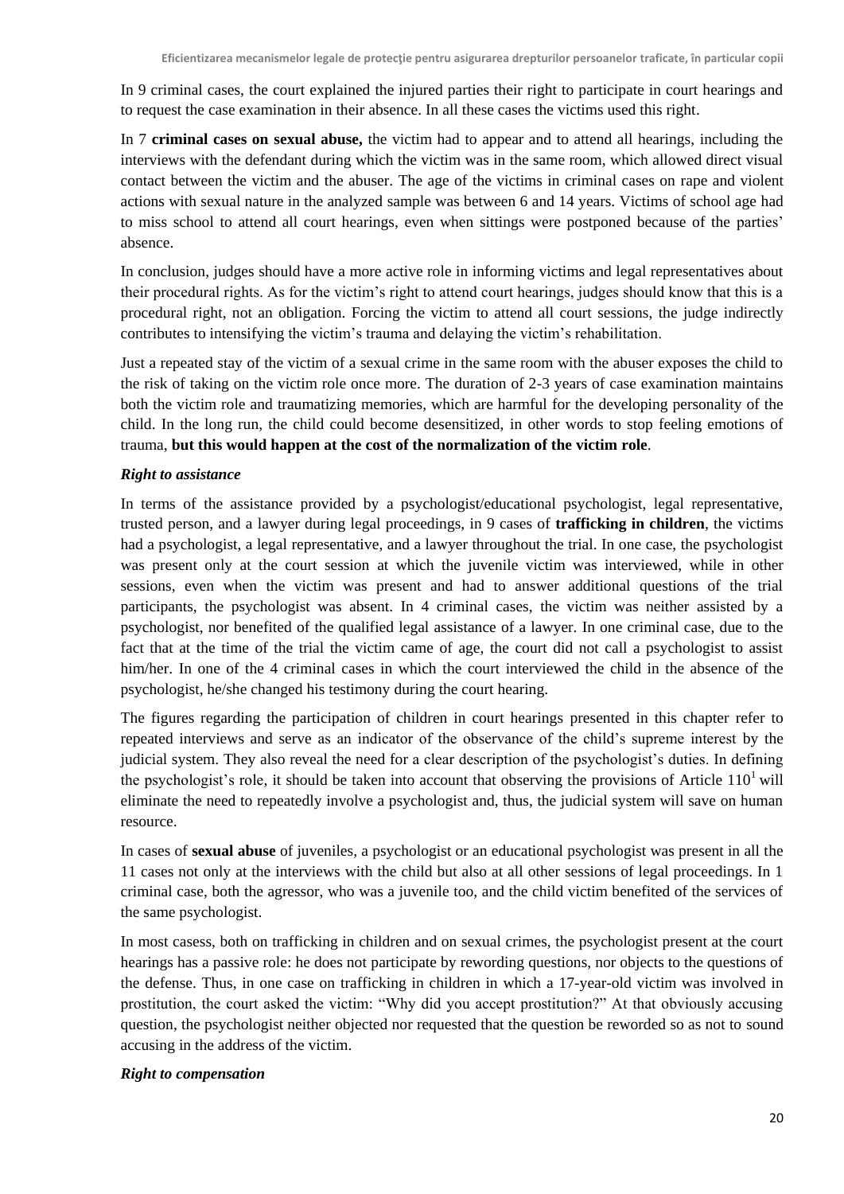In 9 criminal cases, the court explained the injured parties their right to participate in court hearings and to request the case examination in their absence. In all these cases the victims used this right.

In 7 **criminal cases on sexual abuse,** the victim had to appear and to attend all hearings, including the interviews with the defendant during which the victim was in the same room, which allowed direct visual contact between the victim and the abuser. The age of the victims in criminal cases on rape and violent actions with sexual nature in the analyzed sample was between 6 and 14 years. Victims of school age had to miss school to attend all court hearings, even when sittings were postponed because of the parties' absence.

In conclusion, judges should have a more active role in informing victims and legal representatives about their procedural rights. As for the victim's right to attend court hearings, judges should know that this is a procedural right, not an obligation. Forcing the victim to attend all court sessions, the judge indirectly contributes to intensifying the victim's trauma and delaying the victim's rehabilitation.

Just a repeated stay of the victim of a sexual crime in the same room with the abuser exposes the child to the risk of taking on the victim role once more. The duration of 2-3 years of case examination maintains both the victim role and traumatizing memories, which are harmful for the developing personality of the child. In the long run, the child could become desensitized, in other words to stop feeling emotions of trauma, **but this would happen at the cost of the normalization of the victim role**.

***Right to assistance***

In terms of the assistance provided by a psychologist/educational psychologist, legal representative, trusted person, and a lawyer during legal proceedings, in 9 cases of **trafficking in children**, the victims had a psychologist, a legal representative, and a lawyer throughout the trial. In one case, the psychologist was present only at the court session at which the juvenile victim was interviewed, while in other sessions, even when the victim was present and had to answer additional questions of the trial participants, the psychologist was absent. In 4 criminal cases, the victim was neither assisted by a psychologist, nor benefited of the qualified legal assistance of a lawyer. In one criminal case, due to the fact that at the time of the trial the victim came of age, the court did not call a psychologist to assist him/her. In one of the 4 criminal cases in which the court interviewed the child in the absence of the psychologist, he/she changed his testimony during the court hearing.

The figures regarding the participation of children in court hearings presented in this chapter refer to repeated interviews and serve as an indicator of the observance of the child's supreme interest by the judicial system. They also reveal the need for a clear description of the psychologist's duties. In defining the psychologist's role, it should be taken into account that observing the provisions of Article 110[1] will eliminate the need to repeatedly involve a psychologist and, thus, the judicial system will save on human resource.

In cases of **sexual abuse** of juveniles, a psychologist or an educational psychologist was present in all the 11 cases not only at the interviews with the child but also at all other sessions of legal proceedings. In 1 criminal case, both the agressor, who was a juvenile too, and the child victim benefited of the services of the same psychologist.

In most casess, both on trafficking in children and on sexual crimes, the psychologist present at the court hearings has a passive role: he does not participate by rewording questions, nor objects to the questions of the defense. Thus, in one case on trafficking in children in which a 17-year-old victim was involved in prostitution, the court asked the victim: "Why did you accept prostitution?" At that obviously accusing question, the psychologist neither objected nor requested that the question be reworded so as not to sound accusing in the address of the victim.

***Right to compensation***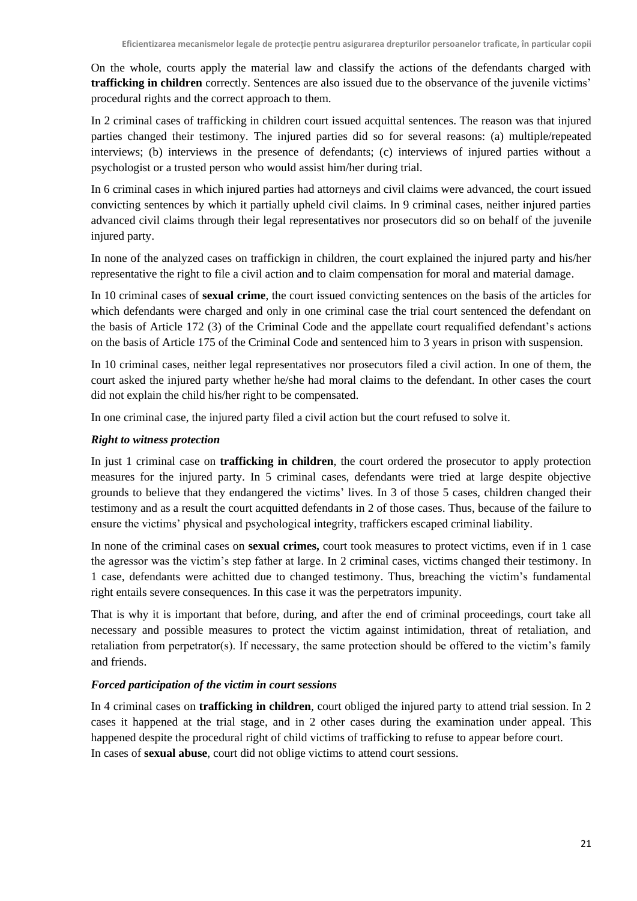On the whole, courts apply the material law and classify the actions of the defendants charged with **trafficking in children** correctly. Sentences are also issued due to the observance of the juvenile victims' procedural rights and the correct approach to them.

In 2 criminal cases of trafficking in children court issued acquittal sentences. The reason was that injured parties changed their testimony. The injured parties did so for several reasons: (a) multiple/repeated interviews; (b) interviews in the presence of defendants; (c) interviews of injured parties without a psychologist or a trusted person who would assist him/her during trial.

In 6 criminal cases in which injured parties had attorneys and civil claims were advanced, the court issued convicting sentences by which it partially upheld civil claims. In 9 criminal cases, neither injured parties advanced civil claims through their legal representatives nor prosecutors did so on behalf of the juvenile injured party.

In none of the analyzed cases on traffickign in children, the court explained the injured party and his/her representative the right to file a civil action and to claim compensation for moral and material damage.

In 10 criminal cases of **sexual crime**, the court issued convicting sentences on the basis of the articles for which defendants were charged and only in one criminal case the trial court sentenced the defendant on the basis of Article 172 (3) of the Criminal Code and the appellate court requalified defendant's actions on the basis of Article 175 of the Criminal Code and sentenced him to 3 years in prison with suspension.

In 10 criminal cases, neither legal representatives nor prosecutors filed a civil action. In one of them, the court asked the injured party whether he/she had moral claims to the defendant. In other cases the court did not explain the child his/her right to be compensated.

In one criminal case, the injured party filed a civil action but the court refused to solve it.

***Right to witness protection***

In just 1 criminal case on **trafficking in children**, the court ordered the prosecutor to apply protection measures for the injured party. In 5 criminal cases, defendants were tried at large despite objective grounds to believe that they endangered the victims' lives. In 3 of those 5 cases, children changed their testimony and as a result the court acquitted defendants in 2 of those cases. Thus, because of the failure to ensure the victims' physical and psychological integrity, traffickers escaped criminal liability.

In none of the criminal cases on **sexual crimes,** court took measures to protect victims, even if in 1 case the agressor was the victim's step father at large. In 2 criminal cases, victims changed their testimony. In 1 case, defendants were achitted due to changed testimony. Thus, breaching the victim's fundamental right entails severe consequences. In this case it was the perpetrators impunity.

That is why it is important that before, during, and after the end of criminal proceedings, court take all necessary and possible measures to protect the victim against intimidation, threat of retaliation, and retaliation from perpetrator(s). If necessary, the same protection should be offered to the victim's family and friends.

***Forced participation of the victim in court sessions***

In 4 criminal cases on **trafficking in children**, court obliged the injured party to attend trial session. In 2 cases it happened at the trial stage, and in 2 other cases during the examination under appeal. This happened despite the procedural right of child victims of trafficking to refuse to appear before court.
In cases of **sexual abuse**, court did not oblige victims to attend court sessions.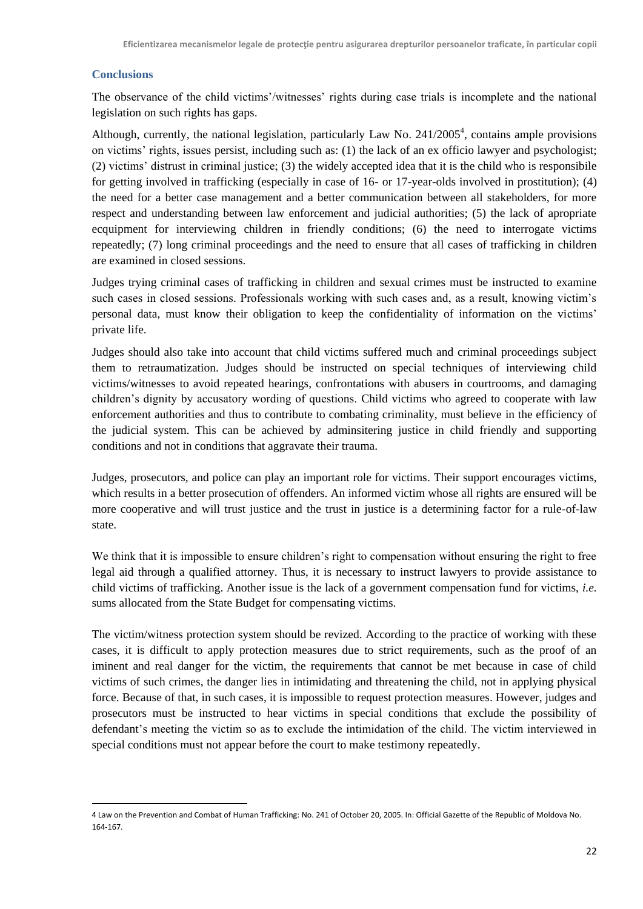## Conclusions

The observance of the child victims'/witnesses' rights during case trials is incomplete and the national legislation on such rights has gaps.

Although, currently, the national legislation, particularly Law No. 241/2005[4], contains ample provisions on victims' rights, issues persist, including such as: (1) the lack of an ex officio lawyer and psychologist; (2) victims' distrust in criminal justice; (3) the widely accepted idea that it is the child who is responsibile for getting involved in trafficking (especially in case of 16- or 17-year-olds involved in prostitution); (4) the need for a better case management and a better communication between all stakeholders, for more respect and understanding between law enforcement and judicial authorities; (5) the lack of apropriate ecquipment for interviewing children in friendly conditions; (6) the need to interrogate victims repeatedly; (7) long criminal proceedings and the need to ensure that all cases of trafficking in children are examined in closed sessions.

Judges trying criminal cases of trafficking in children and sexual crimes must be instructed to examine such cases in closed sessions. Professionals working with such cases and, as a result, knowing victim's personal data, must know their obligation to keep the confidentiality of information on the victims' private life.

Judges should also take into account that child victims suffered much and criminal proceedings subject them to retraumatization. Judges should be instructed on special techniques of interviewing child victims/witnesses to avoid repeated hearings, confrontations with abusers in courtrooms, and damaging children's dignity by accusatory wording of questions. Child victims who agreed to cooperate with law enforcement authorities and thus to contribute to combating criminality, must believe in the efficiency of the judicial system. This can be achieved by adminsitering justice in child friendly and supporting conditions and not in conditions that aggravate their trauma.

Judges, prosecutors, and police can play an important role for victims. Their support encourages victims, which results in a better prosecution of offenders. An informed victim whose all rights are ensured will be more cooperative and will trust justice and the trust in justice is a determining factor for a rule-of-law state.

We think that it is impossible to ensure children's right to compensation without ensuring the right to free legal aid through a qualified attorney. Thus, it is necessary to instruct lawyers to provide assistance to child victims of trafficking. Another issue is the lack of a government compensation fund for victims, *i.e.* sums allocated from the State Budget for compensating victims.

The victim/witness protection system should be revized. According to the practice of working with these cases, it is difficult to apply protection measures due to strict requirements, such as the proof of an iminent and real danger for the victim, the requirements that cannot be met because in case of child victims of such crimes, the danger lies in intimidating and threatening the child, not in applying physical force. Because of that, in such cases, it is impossible to request protection measures. However, judges and prosecutors must be instructed to hear victims in special conditions that exclude the possibility of defendant's meeting the victim so as to exclude the intimidation of the child. The victim interviewed in special conditions must not appear before the court to make testimony repeatedly.

---

[4] Law on the Prevention and Combat of Human Trafficking: No. 241 of October 20, 2005. In: Official Gazette of the Republic of Moldova No. 164-167.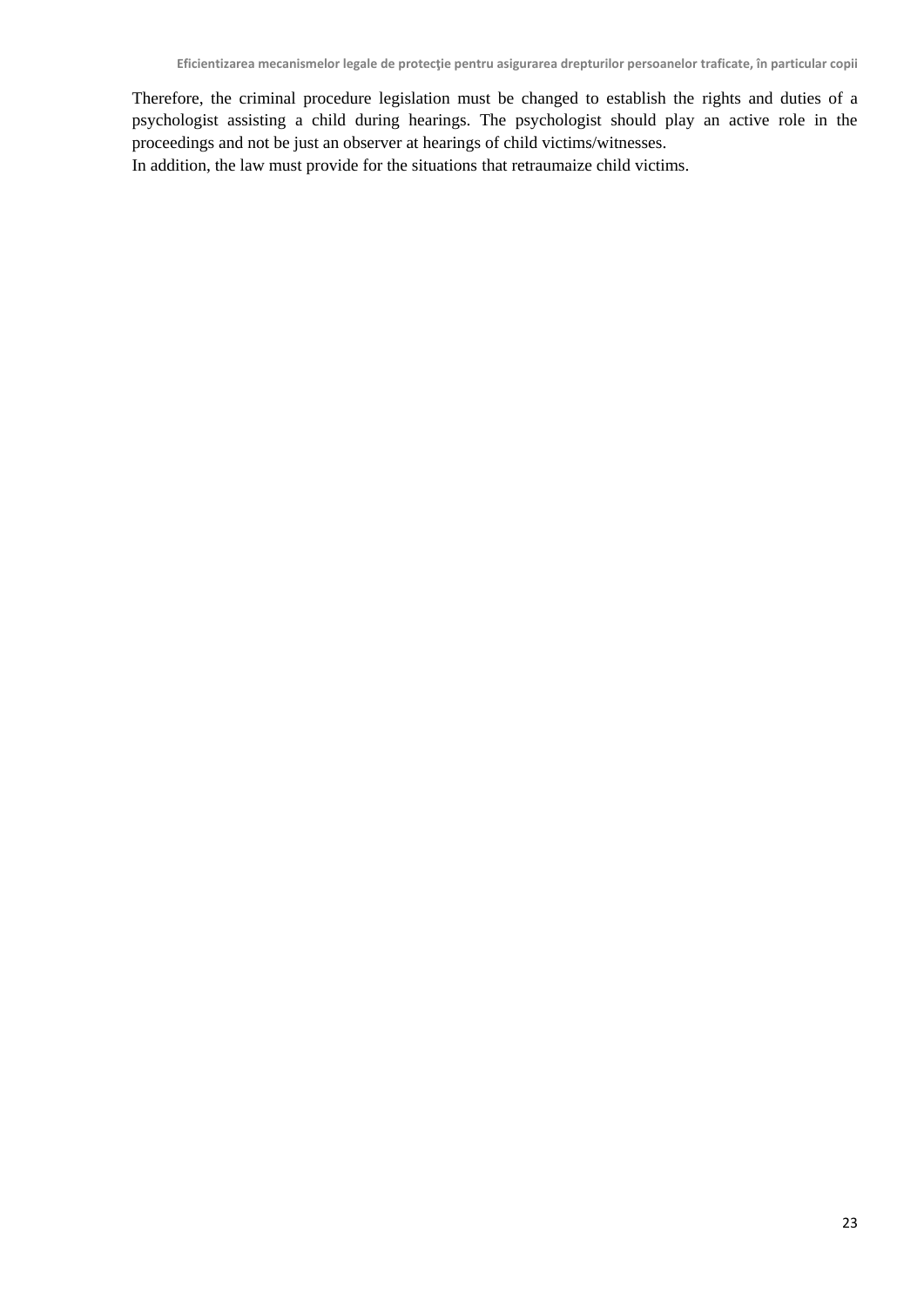Therefore, the criminal procedure legislation must be changed to establish the rights and duties of a psychologist assisting a child during hearings. The psychologist should play an active role in the proceedings and not be just an observer at hearings of child victims/witnesses.

In addition, the law must provide for the situations that retraumaize child victims.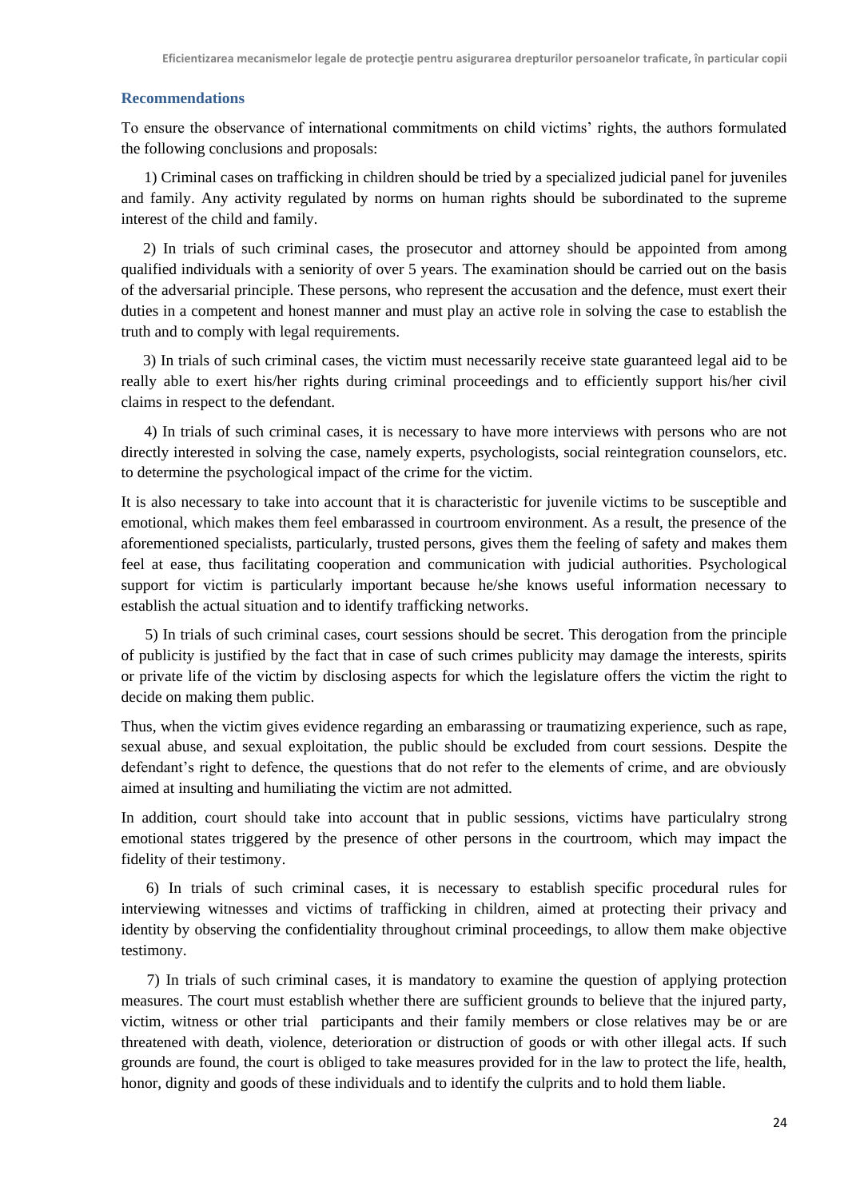## Recommendations

To ensure the observance of international commitments on child victims' rights, the authors formulated the following conclusions and proposals:

1) Criminal cases on trafficking in children should be tried by a specialized judicial panel for juveniles and family. Any activity regulated by norms on human rights should be subordinated to the supreme interest of the child and family.

2) In trials of such criminal cases, the prosecutor and attorney should be appointed from among qualified individuals with a seniority of over 5 years. The examination should be carried out on the basis of the adversarial principle. These persons, who represent the accusation and the defence, must exert their duties in a competent and honest manner and must play an active role in solving the case to establish the truth and to comply with legal requirements.

3) In trials of such criminal cases, the victim must necessarily receive state guaranteed legal aid to be really able to exert his/her rights during criminal proceedings and to efficiently support his/her civil claims in respect to the defendant.

4) In trials of such criminal cases, it is necessary to have more interviews with persons who are not directly interested in solving the case, namely experts, psychologists, social reintegration counselors, etc. to determine the psychological impact of the crime for the victim.

It is also necessary to take into account that it is characteristic for juvenile victims to be susceptible and emotional, which makes them feel embarassed in courtroom environment. As a result, the presence of the aforementioned specialists, particularly, trusted persons, gives them the feeling of safety and makes them feel at ease, thus facilitating cooperation and communication with judicial authorities. Psychological support for victim is particularly important because he/she knows useful information necessary to establish the actual situation and to identify trafficking networks.

5) In trials of such criminal cases, court sessions should be secret. This derogation from the principle of publicity is justified by the fact that in case of such crimes publicity may damage the interests, spirits or private life of the victim by disclosing aspects for which the legislature offers the victim the right to decide on making them public.

Thus, when the victim gives evidence regarding an embarassing or traumatizing experience, such as rape, sexual abuse, and sexual exploitation, the public should be excluded from court sessions. Despite the defendant's right to defence, the questions that do not refer to the elements of crime, and are obviously aimed at insulting and humiliating the victim are not admitted.

In addition, court should take into account that in public sessions, victims have particulalry strong emotional states triggered by the presence of other persons in the courtroom, which may impact the fidelity of their testimony.

6) In trials of such criminal cases, it is necessary to establish specific procedural rules for interviewing witnesses and victims of trafficking in children, aimed at protecting their privacy and identity by observing the confidentiality throughout criminal proceedings, to allow them make objective testimony.

7) In trials of such criminal cases, it is mandatory to examine the question of applying protection measures. The court must establish whether there are sufficient grounds to believe that the injured party, victim, witness or other trial participants and their family members or close relatives may be or are threatened with death, violence, deterioration or distruction of goods or with other illegal acts. If such grounds are found, the court is obliged to take measures provided for in the law to protect the life, health, honor, dignity and goods of these individuals and to identify the culprits and to hold them liable.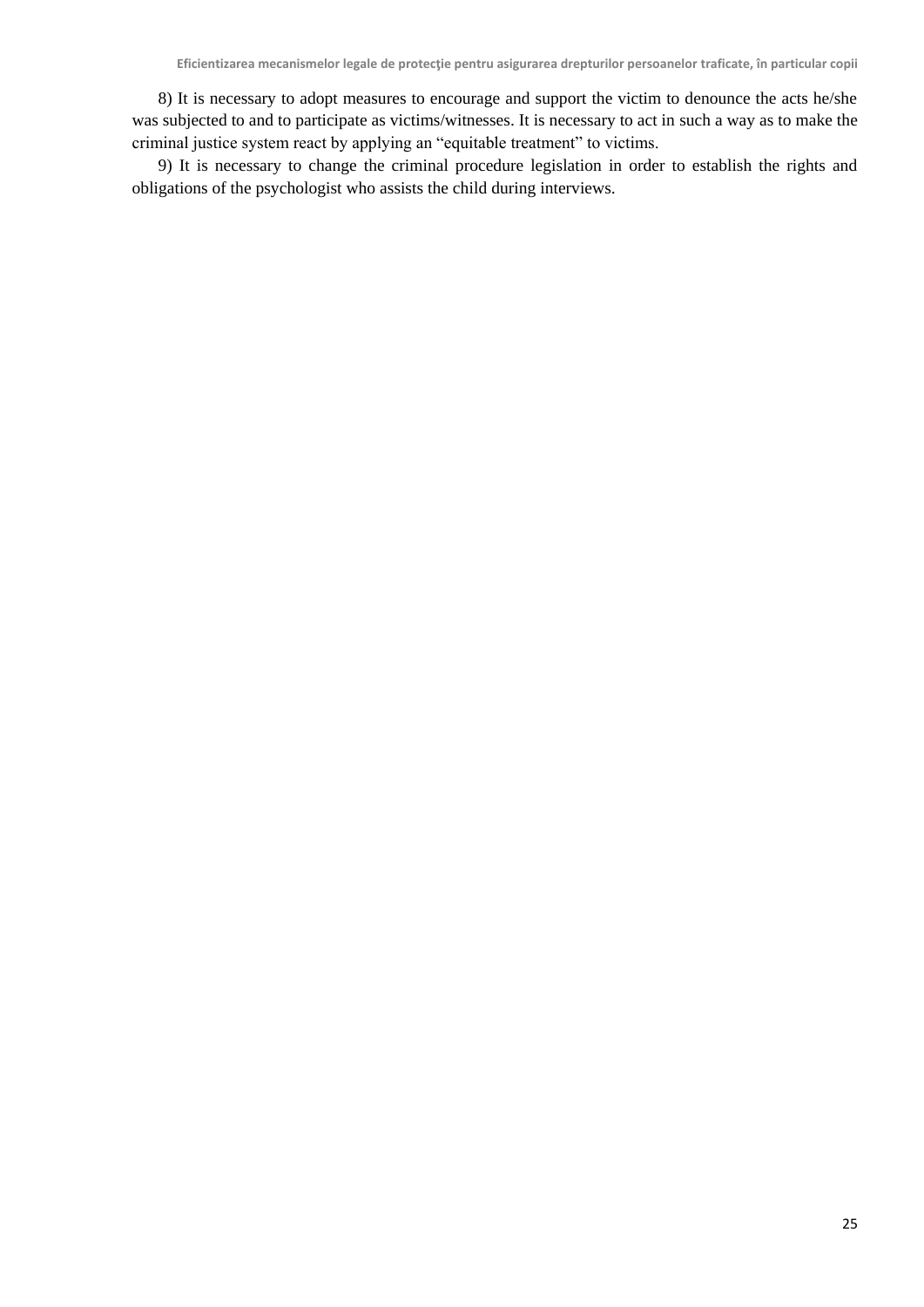8) It is necessary to adopt measures to encourage and support the victim to denounce the acts he/she was subjected to and to participate as victims/witnesses. It is necessary to act in such a way as to make the criminal justice system react by applying an "equitable treatment" to victims.

9) It is necessary to change the criminal procedure legislation in order to establish the rights and obligations of the psychologist who assists the child during interviews.